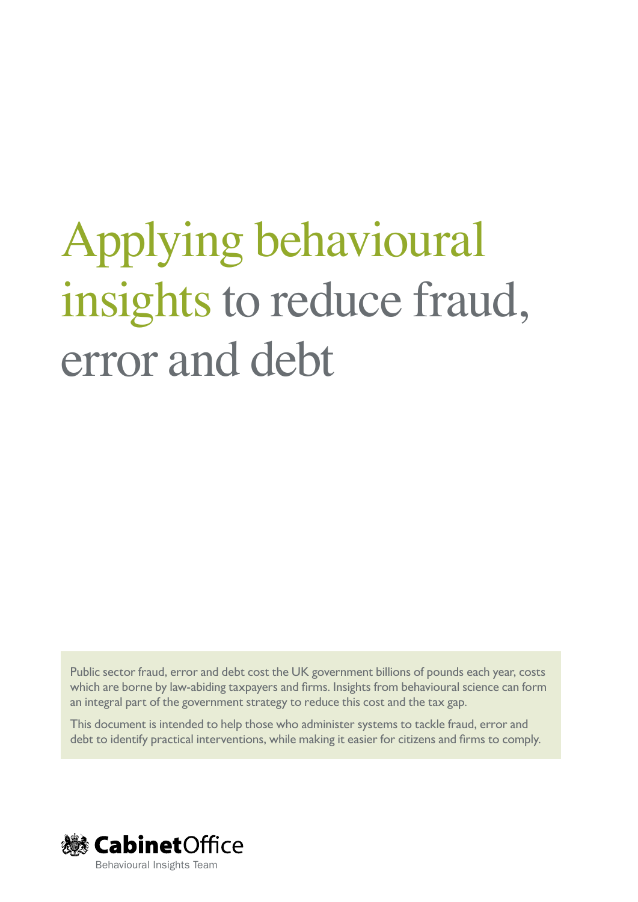# Applying behavioural insights to reduce fraud, error and debt

Public sector fraud, error and debt cost the UK government billions of pounds each year, costs which are borne by law-abiding taxpayers and firms. Insights from behavioural science can form an integral part of the government strategy to reduce this cost and the tax gap.

This document is intended to help those who administer systems to tackle fraud, error and debt to identify practical interventions, while making it easier for citizens and firms to comply.

Cabinet Office

Behavioural Insights Team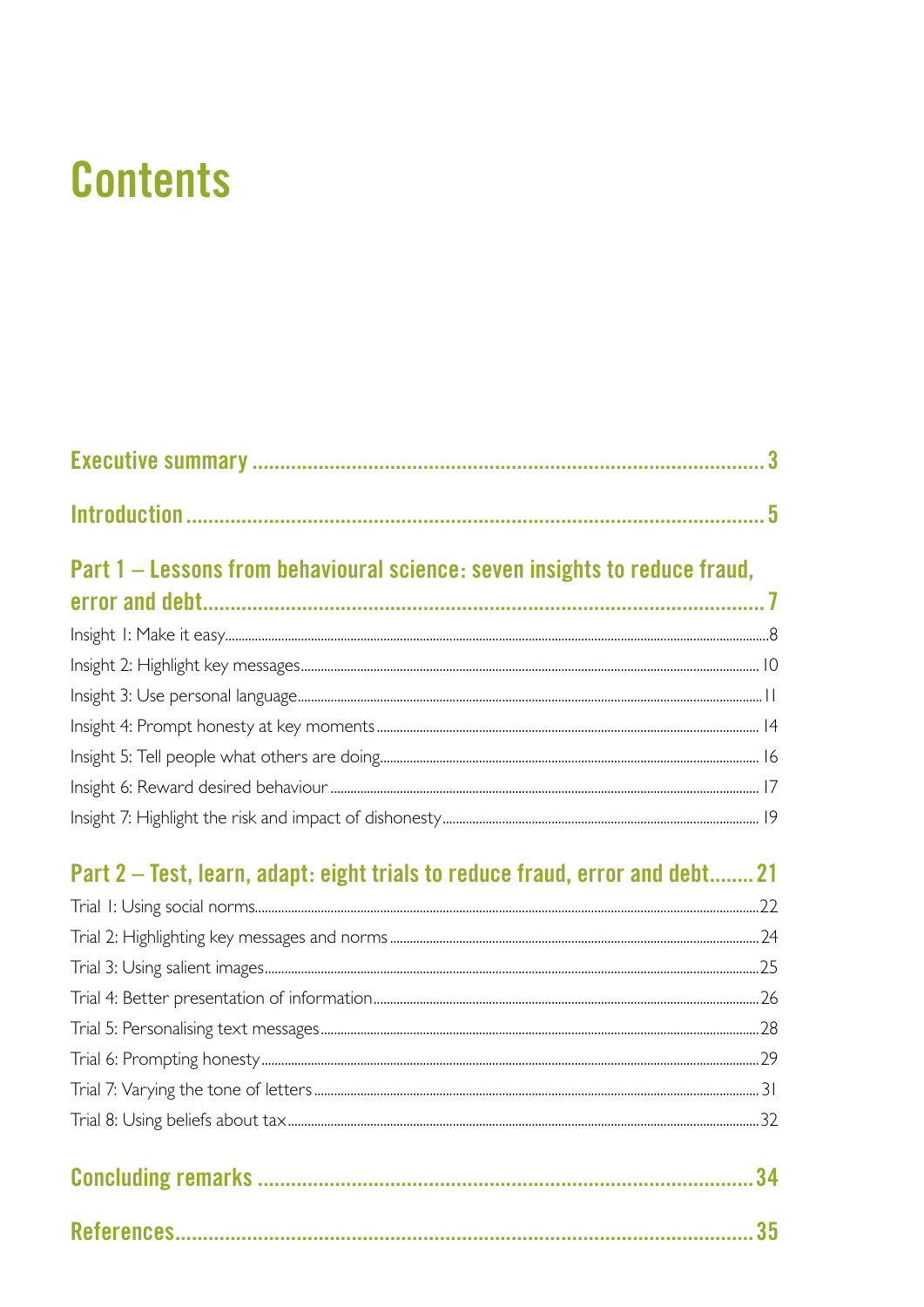# Contents

**Executive summary** ..... 3

**Introduction** ..... 5

**Part 1 – Lessons from behavioural science: seven insights to reduce fraud, error and debt** ..... 7

Insight 1: Make it easy ..... 8

Insight 2: Highlight key messages ..... 10

Insight 3: Use personal language ..... 11

Insight 4: Prompt honesty at key moments ..... 14

Insight 5: Tell people what others are doing ..... 16

Insight 6: Reward desired behaviour ..... 17

Insight 7: Highlight the risk and impact of dishonesty ..... 19

**Part 2 – Test, learn, adapt: eight trials to reduce fraud, error and debt** ..... 21

Trial 1: Using social norms ..... 22

Trial 2: Highlighting key messages and norms ..... 24

Trial 3: Using salient images ..... 25

Trial 4: Better presentation of information ..... 26

Trial 5: Personalising text messages ..... 28

Trial 6: Prompting honesty ..... 29

Trial 7: Varying the tone of letters ..... 31

Trial 8: Using beliefs about tax ..... 32

**Concluding remarks** ..... 34

**References** ..... 35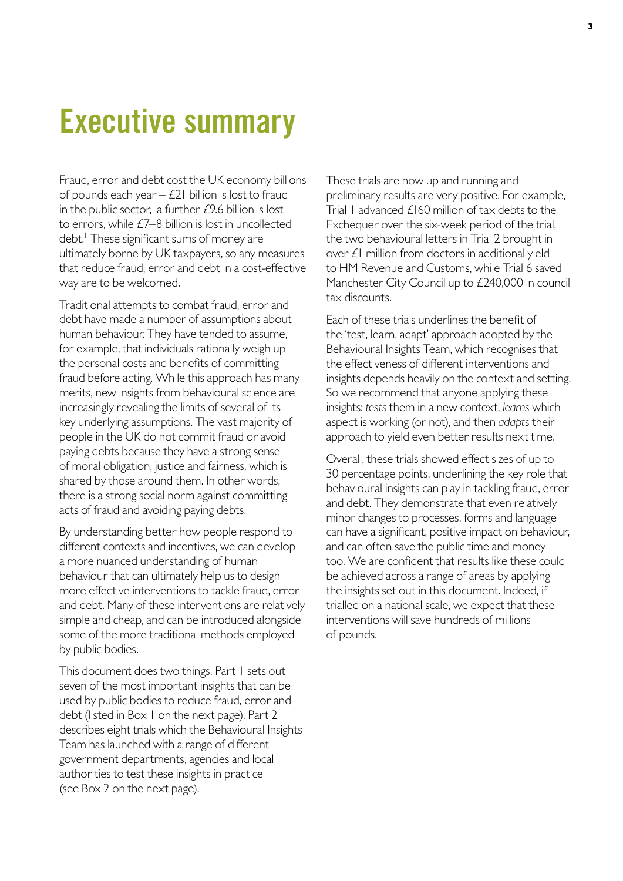# Executive summary

Fraud, error and debt cost the UK economy billions of pounds each year – £21 billion is lost to fraud in the public sector, a further £9.6 billion is lost to errors, while £7–8 billion is lost in uncollected debt.[1] These significant sums of money are ultimately borne by UK taxpayers, so any measures that reduce fraud, error and debt in a cost-effective way are to be welcomed.

Traditional attempts to combat fraud, error and debt have made a number of assumptions about human behaviour. They have tended to assume, for example, that individuals rationally weigh up the personal costs and benefits of committing fraud before acting. While this approach has many merits, new insights from behavioural science are increasingly revealing the limits of several of its key underlying assumptions. The vast majority of people in the UK do not commit fraud or avoid paying debts because they have a strong sense of moral obligation, justice and fairness, which is shared by those around them. In other words, there is a strong social norm against committing acts of fraud and avoiding paying debts.

By understanding better how people respond to different contexts and incentives, we can develop a more nuanced understanding of human behaviour that can ultimately help us to design more effective interventions to tackle fraud, error and debt. Many of these interventions are relatively simple and cheap, and can be introduced alongside some of the more traditional methods employed by public bodies.

This document does two things. Part 1 sets out seven of the most important insights that can be used by public bodies to reduce fraud, error and debt (listed in Box 1 on the next page). Part 2 describes eight trials which the Behavioural Insights Team has launched with a range of different government departments, agencies and local authorities to test these insights in practice (see Box 2 on the next page).

These trials are now up and running and preliminary results are very positive. For example, Trial 1 advanced £160 million of tax debts to the Exchequer over the six-week period of the trial, the two behavioural letters in Trial 2 brought in over £1 million from doctors in additional yield to HM Revenue and Customs, while Trial 6 saved Manchester City Council up to £240,000 in council tax discounts.

Each of these trials underlines the benefit of the 'test, learn, adapt' approach adopted by the Behavioural Insights Team, which recognises that the effectiveness of different interventions and insights depends heavily on the context and setting. So we recommend that anyone applying these insights: *tests* them in a new context, *learns* which aspect is working (or not), and then *adapts* their approach to yield even better results next time.

Overall, these trials showed effect sizes of up to 30 percentage points, underlining the key role that behavioural insights can play in tackling fraud, error and debt. They demonstrate that even relatively minor changes to processes, forms and language can have a significant, positive impact on behaviour, and can often save the public time and money too. We are confident that results like these could be achieved across a range of areas by applying the insights set out in this document. Indeed, if trialled on a national scale, we expect that these interventions will save hundreds of millions of pounds.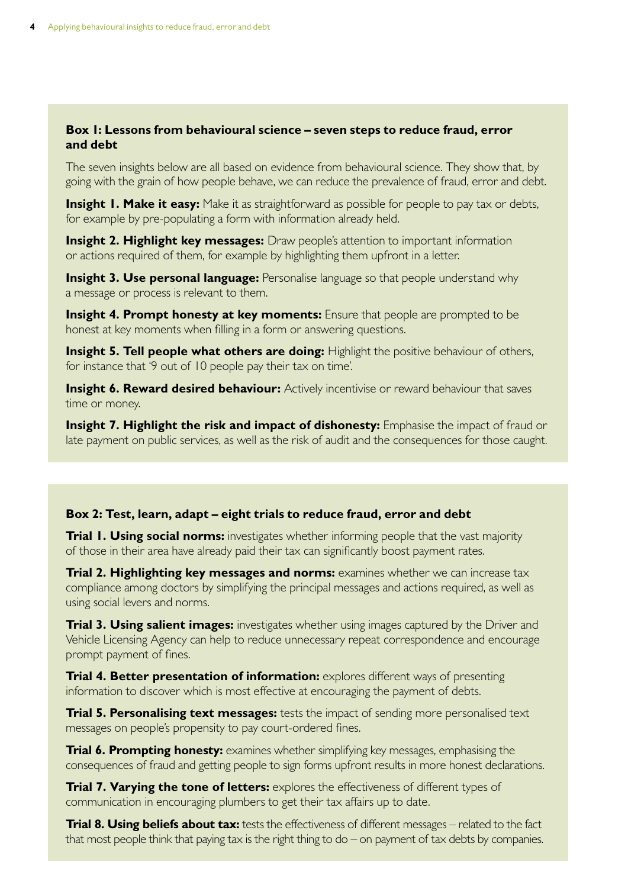### Box 1: Lessons from behavioural science – seven steps to reduce fraud, error and debt

The seven insights below are all based on evidence from behavioural science. They show that, by going with the grain of how people behave, we can reduce the prevalence of fraud, error and debt.

**Insight 1. Make it easy:** Make it as straightforward as possible for people to pay tax or debts, for example by pre-populating a form with information already held.

**Insight 2. Highlight key messages:** Draw people's attention to important information or actions required of them, for example by highlighting them upfront in a letter.

**Insight 3. Use personal language:** Personalise language so that people understand why a message or process is relevant to them.

**Insight 4. Prompt honesty at key moments:** Ensure that people are prompted to be honest at key moments when filling in a form or answering questions.

**Insight 5. Tell people what others are doing:** Highlight the positive behaviour of others, for instance that '9 out of 10 people pay their tax on time'.

**Insight 6. Reward desired behaviour:** Actively incentivise or reward behaviour that saves time or money.

**Insight 7. Highlight the risk and impact of dishonesty:** Emphasise the impact of fraud or late payment on public services, as well as the risk of audit and the consequences for those caught.

### Box 2: Test, learn, adapt – eight trials to reduce fraud, error and debt

**Trial 1. Using social norms:** investigates whether informing people that the vast majority of those in their area have already paid their tax can significantly boost payment rates.

**Trial 2. Highlighting key messages and norms:** examines whether we can increase tax compliance among doctors by simplifying the principal messages and actions required, as well as using social levers and norms.

**Trial 3. Using salient images:** investigates whether using images captured by the Driver and Vehicle Licensing Agency can help to reduce unnecessary repeat correspondence and encourage prompt payment of fines.

**Trial 4. Better presentation of information:** explores different ways of presenting information to discover which is most effective at encouraging the payment of debts.

**Trial 5. Personalising text messages:** tests the impact of sending more personalised text messages on people's propensity to pay court-ordered fines.

**Trial 6. Prompting honesty:** examines whether simplifying key messages, emphasising the consequences of fraud and getting people to sign forms upfront results in more honest declarations.

**Trial 7. Varying the tone of letters:** explores the effectiveness of different types of communication in encouraging plumbers to get their tax affairs up to date.

**Trial 8. Using beliefs about tax:** tests the effectiveness of different messages – related to the fact that most people think that paying tax is the right thing to do – on payment of tax debts by companies.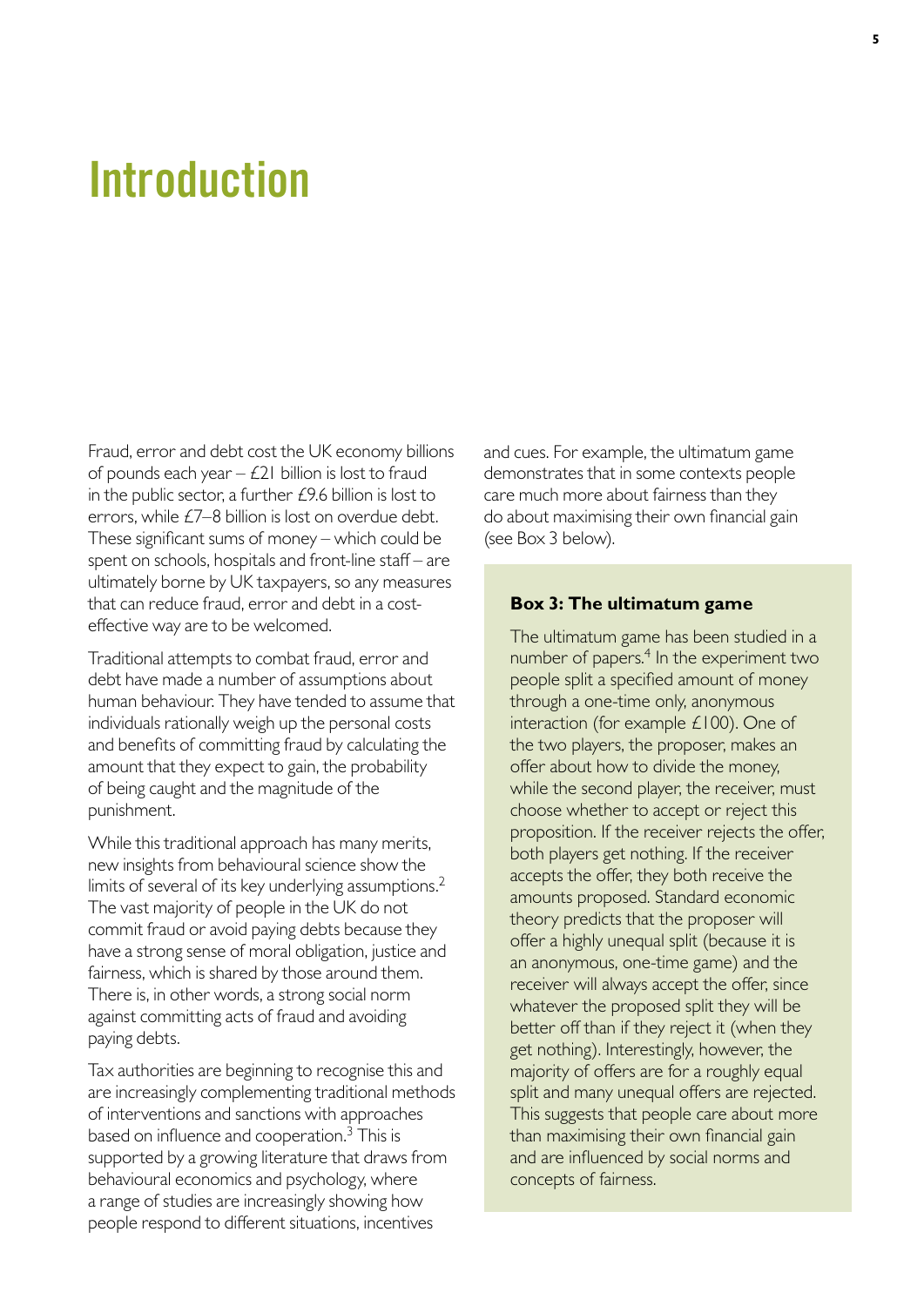# Introduction

Fraud, error and debt cost the UK economy billions of pounds each year – £21 billion is lost to fraud in the public sector, a further £9.6 billion is lost to errors, while £7–8 billion is lost on overdue debt. These significant sums of money – which could be spent on schools, hospitals and front-line staff – are ultimately borne by UK taxpayers, so any measures that can reduce fraud, error and debt in a cost-effective way are to be welcomed.

Traditional attempts to combat fraud, error and debt have made a number of assumptions about human behaviour. They have tended to assume that individuals rationally weigh up the personal costs and benefits of committing fraud by calculating the amount that they expect to gain, the probability of being caught and the magnitude of the punishment.

While this traditional approach has many merits, new insights from behavioural science show the limits of several of its key underlying assumptions.[2] The vast majority of people in the UK do not commit fraud or avoid paying debts because they have a strong sense of moral obligation, justice and fairness, which is shared by those around them. There is, in other words, a strong social norm against committing acts of fraud and avoiding paying debts.

Tax authorities are beginning to recognise this and are increasingly complementing traditional methods of interventions and sanctions with approaches based on influence and cooperation.[3] This is supported by a growing literature that draws from behavioural economics and psychology, where a range of studies are increasingly showing how people respond to different situations, incentives and cues. For example, the ultimatum game demonstrates that in some contexts people care much more about fairness than they do about maximising their own financial gain (see Box 3 below).

**Box 3: The ultimatum game**

The ultimatum game has been studied in a number of papers.[4] In the experiment two people split a specified amount of money through a one-time only, anonymous interaction (for example £100). One of the two players, the proposer, makes an offer about how to divide the money, while the second player, the receiver, must choose whether to accept or reject this proposition. If the receiver rejects the offer, both players get nothing. If the receiver accepts the offer, they both receive the amounts proposed. Standard economic theory predicts that the proposer will offer a highly unequal split (because it is an anonymous, one-time game) and the receiver will always accept the offer, since whatever the proposed split they will be better off than if they reject it (when they get nothing). Interestingly, however, the majority of offers are for a roughly equal split and many unequal offers are rejected. This suggests that people care about more than maximising their own financial gain and are influenced by social norms and concepts of fairness.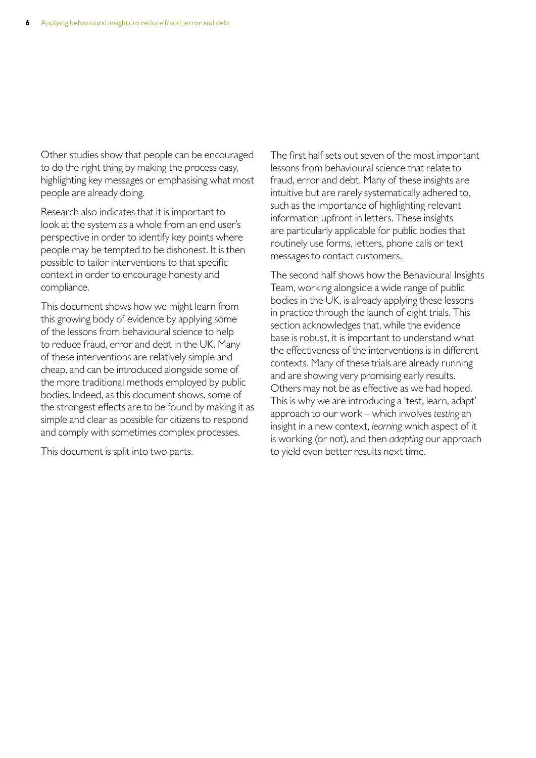Other studies show that people can be encouraged to do the right thing by making the process easy, highlighting key messages or emphasising what most people are already doing.

Research also indicates that it is important to look at the system as a whole from an end user's perspective in order to identify key points where people may be tempted to be dishonest. It is then possible to tailor interventions to that specific context in order to encourage honesty and compliance.

This document shows how we might learn from this growing body of evidence by applying some of the lessons from behavioural science to help to reduce fraud, error and debt in the UK. Many of these interventions are relatively simple and cheap, and can be introduced alongside some of the more traditional methods employed by public bodies. Indeed, as this document shows, some of the strongest effects are to be found by making it as simple and clear as possible for citizens to respond and comply with sometimes complex processes.

This document is split into two parts.

The first half sets out seven of the most important lessons from behavioural science that relate to fraud, error and debt. Many of these insights are intuitive but are rarely systematically adhered to, such as the importance of highlighting relevant information upfront in letters. These insights are particularly applicable for public bodies that routinely use forms, letters, phone calls or text messages to contact customers.

The second half shows how the Behavioural Insights Team, working alongside a wide range of public bodies in the UK, is already applying these lessons in practice through the launch of eight trials. This section acknowledges that, while the evidence base is robust, it is important to understand what the effectiveness of the interventions is in different contexts. Many of these trials are already running and are showing very promising early results. Others may not be as effective as we had hoped. This is why we are introducing a 'test, learn, adapt' approach to our work – which involves *testing* an insight in a new context, *learning* which aspect of it is working (or not), and then *adapting* our approach to yield even better results next time.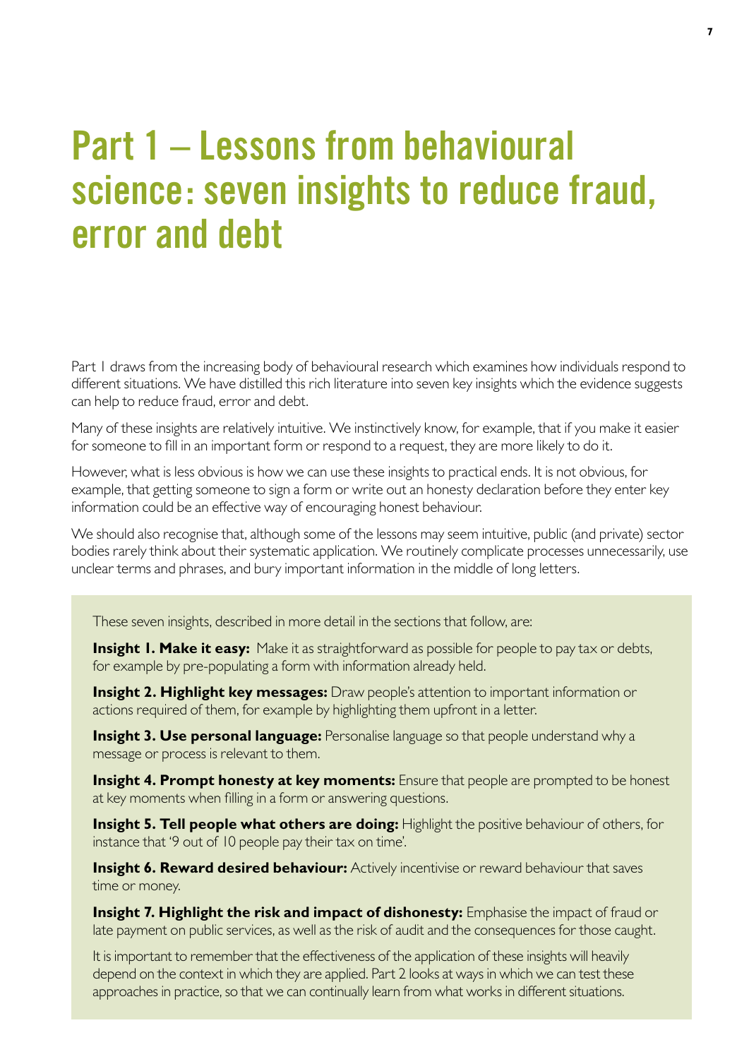# Part 1 – Lessons from behavioural science: seven insights to reduce fraud, error and debt

Part 1 draws from the increasing body of behavioural research which examines how individuals respond to different situations. We have distilled this rich literature into seven key insights which the evidence suggests can help to reduce fraud, error and debt.

Many of these insights are relatively intuitive. We instinctively know, for example, that if you make it easier for someone to fill in an important form or respond to a request, they are more likely to do it.

However, what is less obvious is how we can use these insights to practical ends. It is not obvious, for example, that getting someone to sign a form or write out an honesty declaration before they enter key information could be an effective way of encouraging honest behaviour.

We should also recognise that, although some of the lessons may seem intuitive, public (and private) sector bodies rarely think about their systematic application. We routinely complicate processes unnecessarily, use unclear terms and phrases, and bury important information in the middle of long letters.

These seven insights, described in more detail in the sections that follow, are:

**Insight 1. Make it easy:** Make it as straightforward as possible for people to pay tax or debts, for example by pre-populating a form with information already held.

**Insight 2. Highlight key messages:** Draw people's attention to important information or actions required of them, for example by highlighting them upfront in a letter.

**Insight 3. Use personal language:** Personalise language so that people understand why a message or process is relevant to them.

**Insight 4. Prompt honesty at key moments:** Ensure that people are prompted to be honest at key moments when filling in a form or answering questions.

**Insight 5. Tell people what others are doing:** Highlight the positive behaviour of others, for instance that '9 out of 10 people pay their tax on time'.

**Insight 6. Reward desired behaviour:** Actively incentivise or reward behaviour that saves time or money.

**Insight 7. Highlight the risk and impact of dishonesty:** Emphasise the impact of fraud or late payment on public services, as well as the risk of audit and the consequences for those caught.

It is important to remember that the effectiveness of the application of these insights will heavily depend on the context in which they are applied. Part 2 looks at ways in which we can test these approaches in practice, so that we can continually learn from what works in different situations.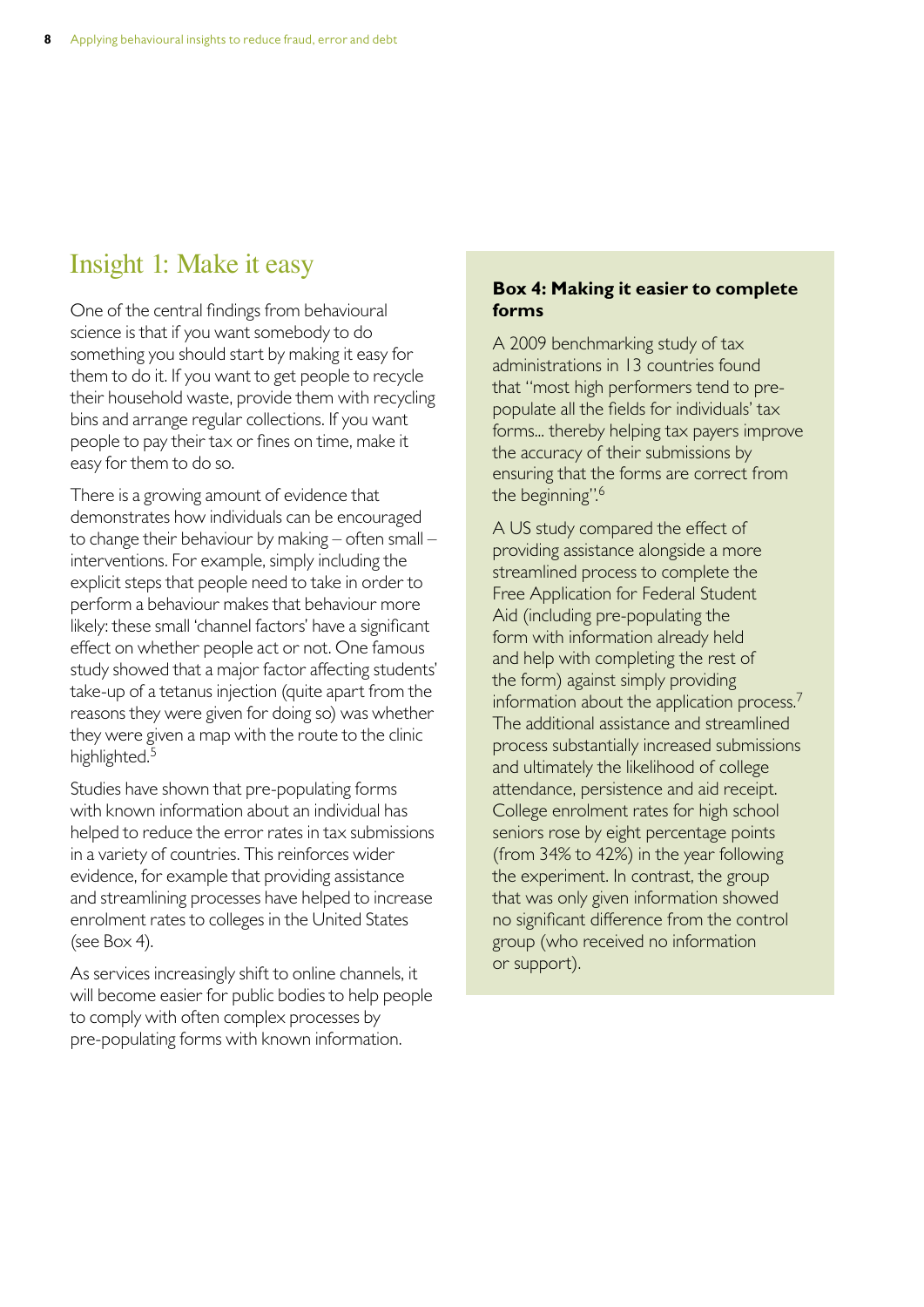## Insight 1: Make it easy

One of the central findings from behavioural science is that if you want somebody to do something you should start by making it easy for them to do it. If you want to get people to recycle their household waste, provide them with recycling bins and arrange regular collections. If you want people to pay their tax or fines on time, make it easy for them to do so.

There is a growing amount of evidence that demonstrates how individuals can be encouraged to change their behaviour by making – often small – interventions. For example, simply including the explicit steps that people need to take in order to perform a behaviour makes that behaviour more likely: these small 'channel factors' have a significant effect on whether people act or not. One famous study showed that a major factor affecting students' take-up of a tetanus injection (quite apart from the reasons they were given for doing so) was whether they were given a map with the route to the clinic highlighted.[5]

Studies have shown that pre-populating forms with known information about an individual has helped to reduce the error rates in tax submissions in a variety of countries. This reinforces wider evidence, for example that providing assistance and streamlining processes have helped to increase enrolment rates to colleges in the United States (see Box 4).

As services increasingly shift to online channels, it will become easier for public bodies to help people to comply with often complex processes by pre-populating forms with known information.

**Box 4: Making it easier to complete forms**

A 2009 benchmarking study of tax administrations in 13 countries found that "most high performers tend to pre-populate all the fields for individuals' tax forms... thereby helping tax payers improve the accuracy of their submissions by ensuring that the forms are correct from the beginning".[6]

A US study compared the effect of providing assistance alongside a more streamlined process to complete the Free Application for Federal Student Aid (including pre-populating the form with information already held and help with completing the rest of the form) against simply providing information about the application process.[7] The additional assistance and streamlined process substantially increased submissions and ultimately the likelihood of college attendance, persistence and aid receipt. College enrolment rates for high school seniors rose by eight percentage points (from 34% to 42%) in the year following the experiment. In contrast, the group that was only given information showed no significant difference from the control group (who received no information or support).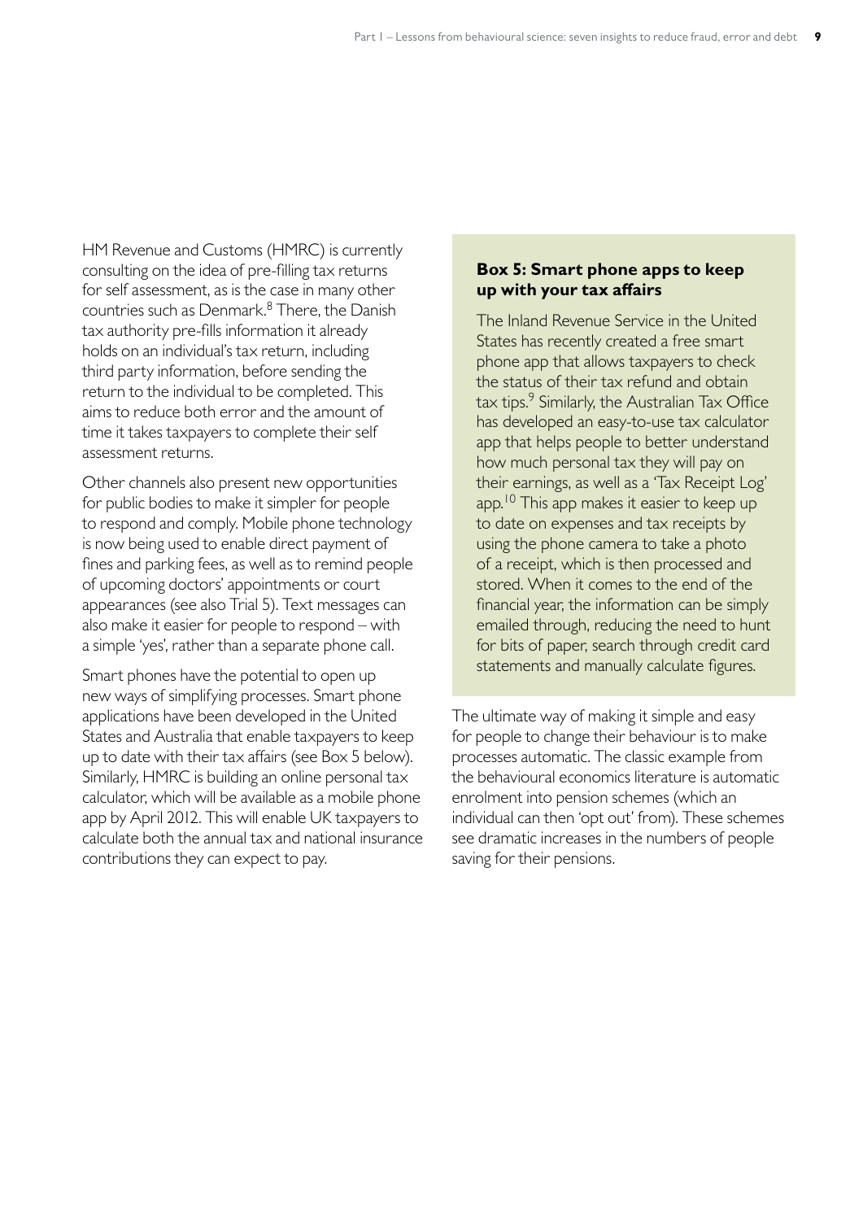HM Revenue and Customs (HMRC) is currently consulting on the idea of pre-filling tax returns for self assessment, as is the case in many other countries such as Denmark.[8] There, the Danish tax authority pre-fills information it already holds on an individual's tax return, including third party information, before sending the return to the individual to be completed. This aims to reduce both error and the amount of time it takes taxpayers to complete their self assessment returns.

Other channels also present new opportunities for public bodies to make it simpler for people to respond and comply. Mobile phone technology is now being used to enable direct payment of fines and parking fees, as well as to remind people of upcoming doctors' appointments or court appearances (see also Trial 5). Text messages can also make it easier for people to respond – with a simple 'yes', rather than a separate phone call.

Smart phones have the potential to open up new ways of simplifying processes. Smart phone applications have been developed in the United States and Australia that enable taxpayers to keep up to date with their tax affairs (see Box 5 below). Similarly, HMRC is building an online personal tax calculator, which will be available as a mobile phone app by April 2012. This will enable UK taxpayers to calculate both the annual tax and national insurance contributions they can expect to pay.

> **Box 5: Smart phone apps to keep up with your tax affairs**
>
> The Inland Revenue Service in the United States has recently created a free smart phone app that allows taxpayers to check the status of their tax refund and obtain tax tips.[9] Similarly, the Australian Tax Office has developed an easy-to-use tax calculator app that helps people to better understand how much personal tax they will pay on their earnings, as well as a 'Tax Receipt Log' app.[10] This app makes it easier to keep up to date on expenses and tax receipts by using the phone camera to take a photo of a receipt, which is then processed and stored. When it comes to the end of the financial year, the information can be simply emailed through, reducing the need to hunt for bits of paper, search through credit card statements and manually calculate figures.

The ultimate way of making it simple and easy for people to change their behaviour is to make processes automatic. The classic example from the behavioural economics literature is automatic enrolment into pension schemes (which an individual can then 'opt out' from). These schemes see dramatic increases in the numbers of people saving for their pensions.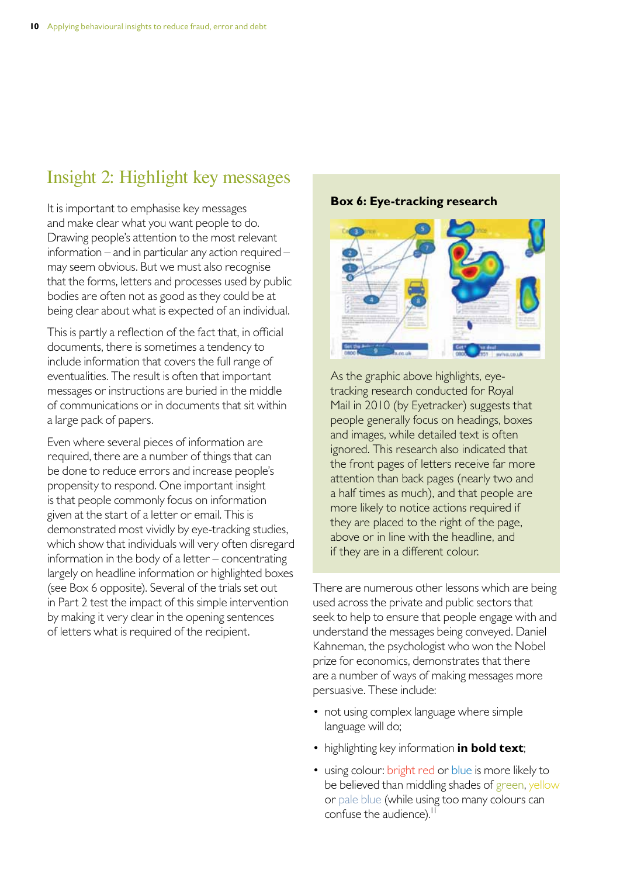## Insight 2: Highlight key messages

It is important to emphasise key messages and make clear what you want people to do. Drawing people's attention to the most relevant information – and in particular any action required – may seem obvious. But we must also recognise that the forms, letters and processes used by public bodies are often not as good as they could be at being clear about what is expected of an individual.

This is partly a reflection of the fact that, in official documents, there is sometimes a tendency to include information that covers the full range of eventualities. The result is often that important messages or instructions are buried in the middle of communications or in documents that sit within a large pack of papers.

Even where several pieces of information are required, there are a number of things that can be done to reduce errors and increase people's propensity to respond. One important insight is that people commonly focus on information given at the start of a letter or email. This is demonstrated most vividly by eye-tracking studies, which show that individuals will very often disregard information in the body of a letter – concentrating largely on headline information or highlighted boxes (see Box 6 opposite). Several of the trials set out in Part 2 test the impact of this simple intervention by making it very clear in the opening sentences of letters what is required of the recipient.

**Box 6: Eye-tracking research**

As the graphic above highlights, eye-tracking research conducted for Royal Mail in 2010 (by Eyetracker) suggests that people generally focus on headings, boxes and images, while detailed text is often ignored. This research also indicated that the front pages of letters receive far more attention than back pages (nearly two and a half times as much), and that people are more likely to notice actions required if they are placed to the right of the page, above or in line with the headline, and if they are in a different colour.

There are numerous other lessons which are being used across the private and public sectors that seek to help to ensure that people engage with and understand the messages being conveyed. Daniel Kahneman, the psychologist who won the Nobel prize for economics, demonstrates that there are a number of ways of making messages more persuasive. These include:

- not using complex language where simple language will do;
- highlighting key information **in bold text**;
- using colour: bright red or blue is more likely to be believed than middling shades of green, yellow or pale blue (while using too many colours can confuse the audience).[11]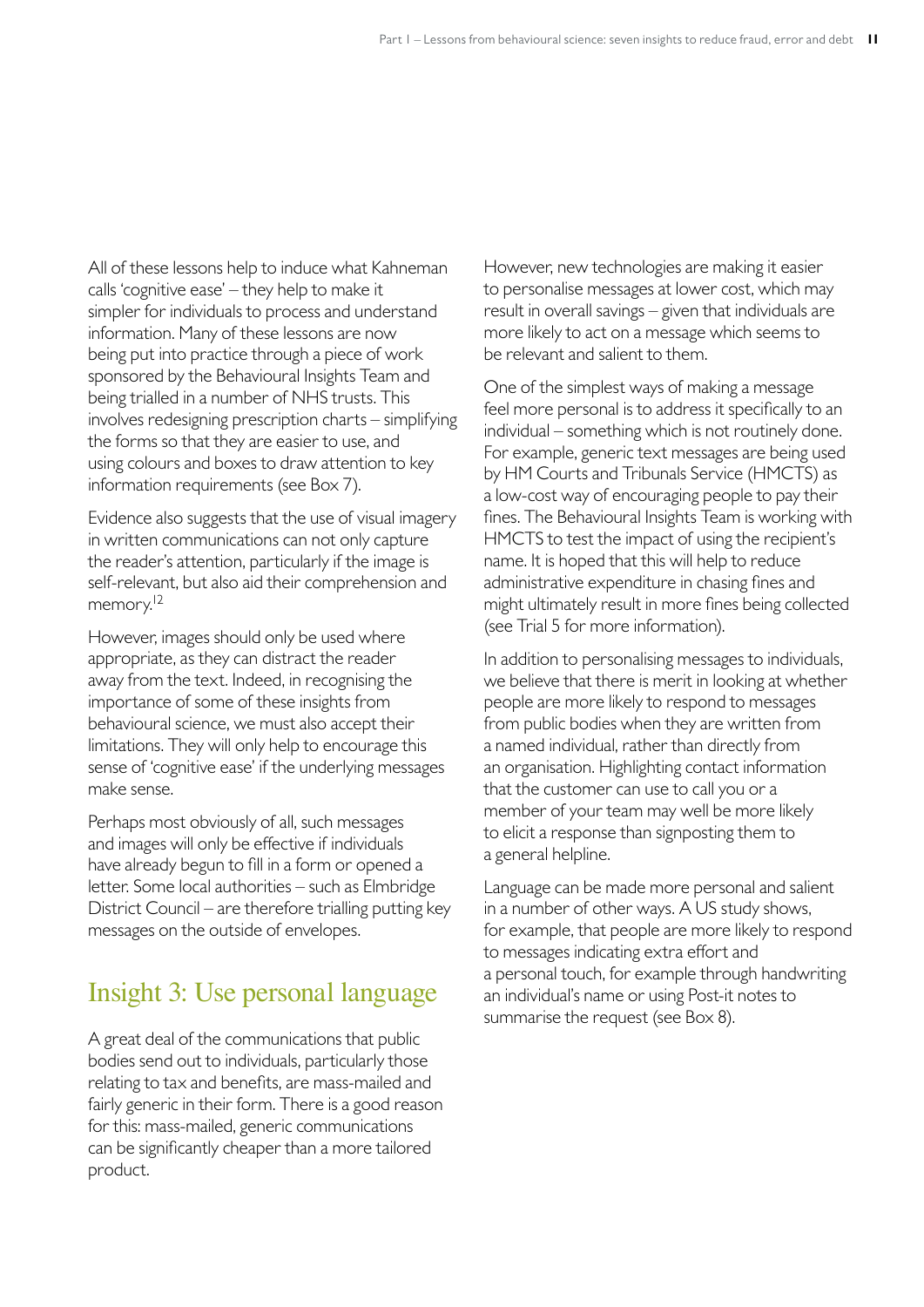All of these lessons help to induce what Kahneman calls 'cognitive ease' – they help to make it simpler for individuals to process and understand information. Many of these lessons are now being put into practice through a piece of work sponsored by the Behavioural Insights Team and being trialled in a number of NHS trusts. This involves redesigning prescription charts – simplifying the forms so that they are easier to use, and using colours and boxes to draw attention to key information requirements (see Box 7).

Evidence also suggests that the use of visual imagery in written communications can not only capture the reader's attention, particularly if the image is self-relevant, but also aid their comprehension and memory.[12]

However, images should only be used where appropriate, as they can distract the reader away from the text. Indeed, in recognising the importance of some of these insights from behavioural science, we must also accept their limitations. They will only help to encourage this sense of 'cognitive ease' if the underlying messages make sense.

Perhaps most obviously of all, such messages and images will only be effective if individuals have already begun to fill in a form or opened a letter. Some local authorities – such as Elmbridge District Council – are therefore trialling putting key messages on the outside of envelopes.

## Insight 3: Use personal language

A great deal of the communications that public bodies send out to individuals, particularly those relating to tax and benefits, are mass-mailed and fairly generic in their form. There is a good reason for this: mass-mailed, generic communications can be significantly cheaper than a more tailored product.

However, new technologies are making it easier to personalise messages at lower cost, which may result in overall savings – given that individuals are more likely to act on a message which seems to be relevant and salient to them.

One of the simplest ways of making a message feel more personal is to address it specifically to an individual – something which is not routinely done. For example, generic text messages are being used by HM Courts and Tribunals Service (HMCTS) as a low-cost way of encouraging people to pay their fines. The Behavioural Insights Team is working with HMCTS to test the impact of using the recipient's name. It is hoped that this will help to reduce administrative expenditure in chasing fines and might ultimately result in more fines being collected (see Trial 5 for more information).

In addition to personalising messages to individuals, we believe that there is merit in looking at whether people are more likely to respond to messages from public bodies when they are written from a named individual, rather than directly from an organisation. Highlighting contact information that the customer can use to call you or a member of your team may well be more likely to elicit a response than signposting them to a general helpline.

Language can be made more personal and salient in a number of other ways. A US study shows, for example, that people are more likely to respond to messages indicating extra effort and a personal touch, for example through handwriting an individual's name or using Post-it notes to summarise the request (see Box 8).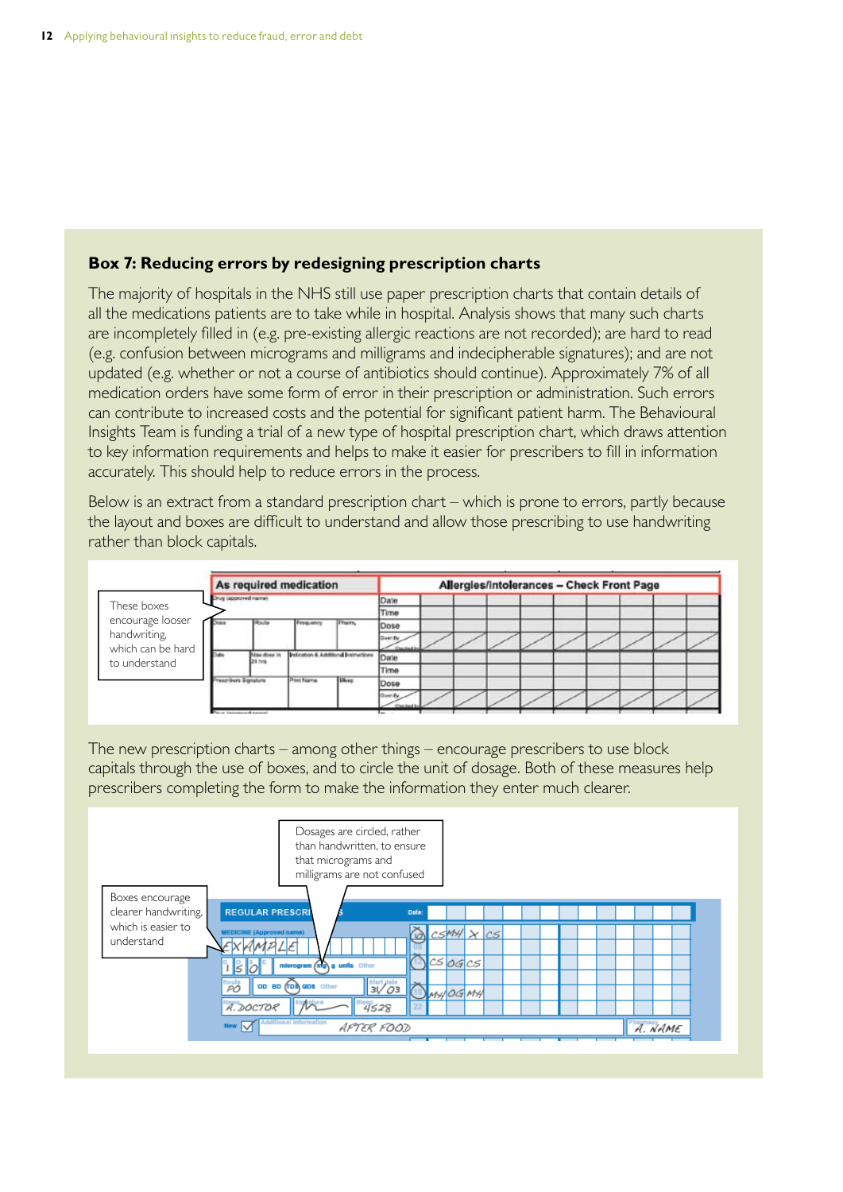## Box 7: Reducing errors by redesigning prescription charts

The majority of hospitals in the NHS still use paper prescription charts that contain details of all the medications patients are to take while in hospital. Analysis shows that many such charts are incompletely filled in (e.g. pre-existing allergic reactions are not recorded); are hard to read (e.g. confusion between micrograms and milligrams and indecipherable signatures); and are not updated (e.g. whether or not a course of antibiotics should continue). Approximately 7% of all medication orders have some form of error in their prescription or administration. Such errors can contribute to increased costs and the potential for significant patient harm. The Behavioural Insights Team is funding a trial of a new type of hospital prescription chart, which draws attention to key information requirements and helps to make it easier for prescribers to fill in information accurately. This should help to reduce errors in the process.

Below is an extract from a standard prescription chart – which is prone to errors, partly because the layout and boxes are difficult to understand and allow those prescribing to use handwriting rather than block capitals.

These boxes encourage looser handwriting, which can be hard to understand

The new prescription charts – among other things – encourage prescribers to use block capitals through the use of boxes, and to circle the unit of dosage. Both of these measures help prescribers completing the form to make the information they enter much clearer.

Dosages are circled, rather than handwritten, to ensure that micrograms and milligrams are not confused

Boxes encourage clearer handwriting, which is easier to understand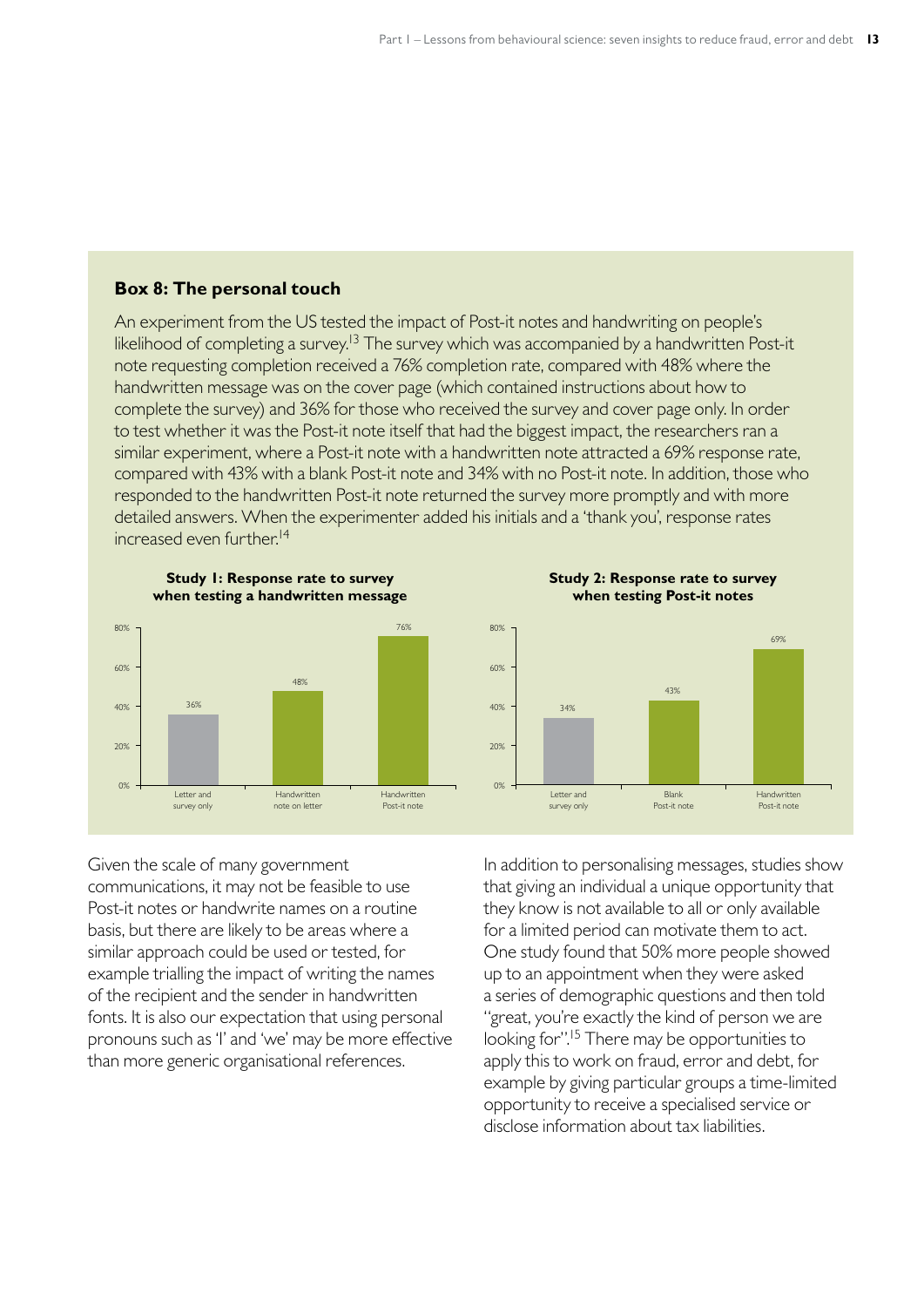## Box 8: The personal touch

An experiment from the US tested the impact of Post-it notes and handwriting on people's likelihood of completing a survey.[13] The survey which was accompanied by a handwritten Post-it note requesting completion received a 76% completion rate, compared with 48% where the handwritten message was on the cover page (which contained instructions about how to complete the survey) and 36% for those who received the survey and cover page only. In order to test whether it was the Post-it note itself that had the biggest impact, the researchers ran a similar experiment, where a Post-it note with a handwritten note attracted a 69% response rate, compared with 43% with a blank Post-it note and 34% with no Post-it note. In addition, those who responded to the handwritten Post-it note returned the survey more promptly and with more detailed answers. When the experimenter added his initials and a 'thank you', response rates increased even further.[14]

**Study 1: Response rate to survey when testing a handwritten message**

| Condition | Response rate |
| --- | --- |
| Letter and survey only | 36% |
| Handwritten note on letter | 48% |
| Handwritten Post-it note | 76% |

**Study 2: Response rate to survey when testing Post-it notes**

| Condition | Response rate |
| --- | --- |
| Letter and survey only | 34% |
| Blank Post-it note | 43% |
| Handwritten Post-it note | 69% |

Given the scale of many government communications, it may not be feasible to use Post-it notes or handwrite names on a routine basis, but there are likely to be areas where a similar approach could be used or tested, for example trialling the impact of writing the names of the recipient and the sender in handwritten fonts. It is also our expectation that using personal pronouns such as 'I' and 'we' may be more effective than more generic organisational references.

In addition to personalising messages, studies show that giving an individual a unique opportunity that they know is not available to all or only available for a limited period can motivate them to act. One study found that 50% more people showed up to an appointment when they were asked a series of demographic questions and then told "great, you're exactly the kind of person we are looking for".[15] There may be opportunities to apply this to work on fraud, error and debt, for example by giving particular groups a time-limited opportunity to receive a specialised service or disclose information about tax liabilities.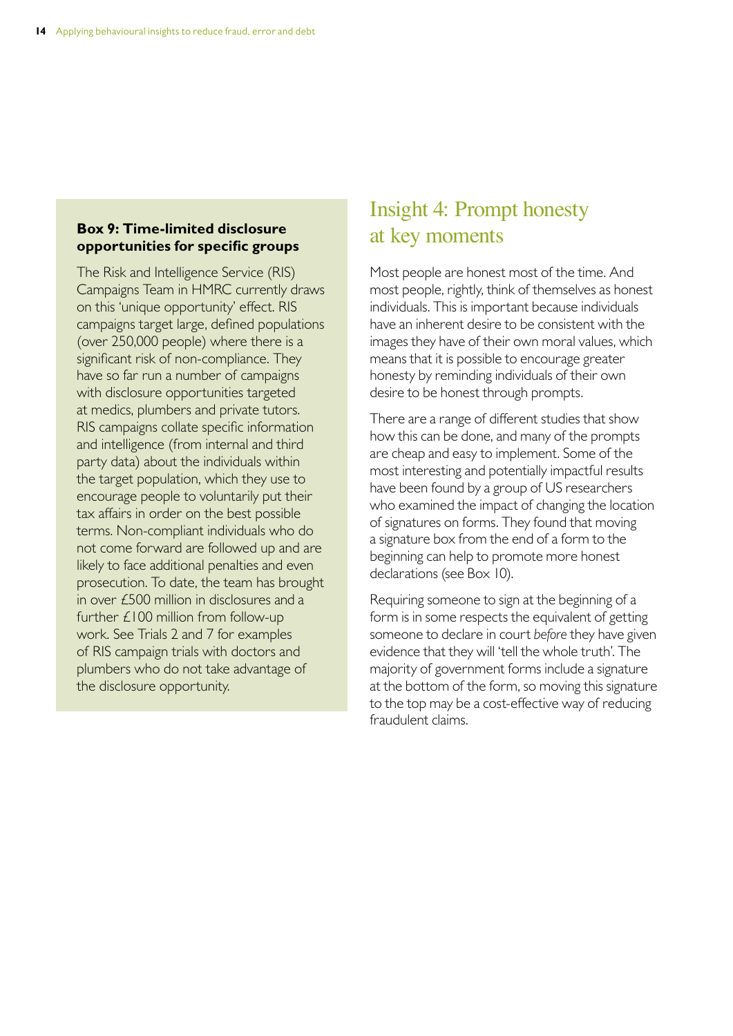**Box 9: Time-limited disclosure opportunities for specific groups**

The Risk and Intelligence Service (RIS) Campaigns Team in HMRC currently draws on this 'unique opportunity' effect. RIS campaigns target large, defined populations (over 250,000 people) where there is a significant risk of non-compliance. They have so far run a number of campaigns with disclosure opportunities targeted at medics, plumbers and private tutors. RIS campaigns collate specific information and intelligence (from internal and third party data) about the individuals within the target population, which they use to encourage people to voluntarily put their tax affairs in order on the best possible terms. Non-compliant individuals who do not come forward are followed up and are likely to face additional penalties and even prosecution. To date, the team has brought in over £500 million in disclosures and a further £100 million from follow-up work. See Trials 2 and 7 for examples of RIS campaign trials with doctors and plumbers who do not take advantage of the disclosure opportunity.

## Insight 4: Prompt honesty at key moments

Most people are honest most of the time. And most people, rightly, think of themselves as honest individuals. This is important because individuals have an inherent desire to be consistent with the images they have of their own moral values, which means that it is possible to encourage greater honesty by reminding individuals of their own desire to be honest through prompts.

There are a range of different studies that show how this can be done, and many of the prompts are cheap and easy to implement. Some of the most interesting and potentially impactful results have been found by a group of US researchers who examined the impact of changing the location of signatures on forms. They found that moving a signature box from the end of a form to the beginning can help to promote more honest declarations (see Box 10).

Requiring someone to sign at the beginning of a form is in some respects the equivalent of getting someone to declare in court *before* they have given evidence that they will 'tell the whole truth'. The majority of government forms include a signature at the bottom of the form, so moving this signature to the top may be a cost-effective way of reducing fraudulent claims.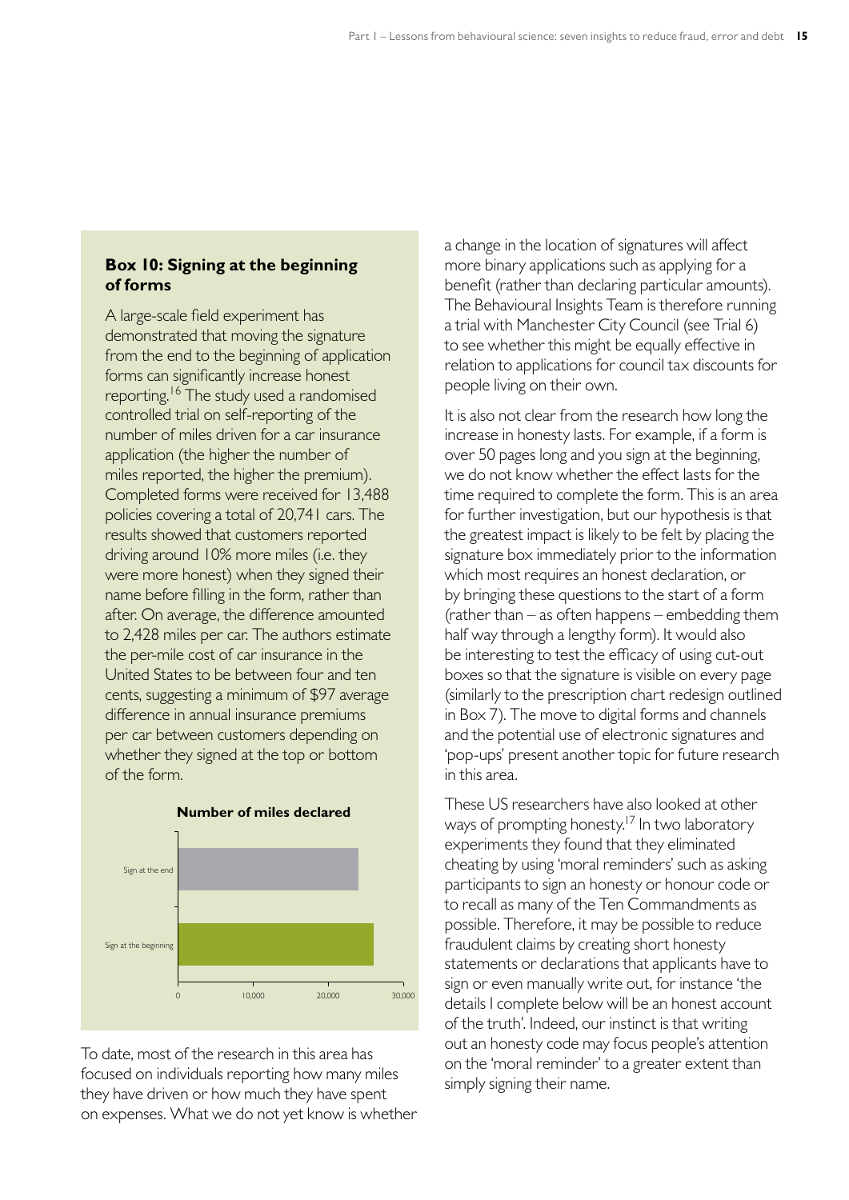### Box 10: Signing at the beginning of forms

A large-scale field experiment has demonstrated that moving the signature from the end to the beginning of application forms can significantly increase honest reporting.[16] The study used a randomised controlled trial on self-reporting of the number of miles driven for a car insurance application (the higher the number of miles reported, the higher the premium). Completed forms were received for 13,488 policies covering a total of 20,741 cars. The results showed that customers reported driving around 10% more miles (i.e. they were more honest) when they signed their name before filling in the form, rather than after. On average, the difference amounted to 2,428 miles per car. The authors estimate the per-mile cost of car insurance in the United States to be between four and ten cents, suggesting a minimum of $97 average difference in annual insurance premiums per car between customers depending on whether they signed at the top or bottom of the form.

**Number of miles declared**

Sign at the end

Sign at the beginning

0 10,000 20,000 30,000

To date, most of the research in this area has focused on individuals reporting how many miles they have driven or how much they have spent on expenses. What we do not yet know is whether a change in the location of signatures will affect more binary applications such as applying for a benefit (rather than declaring particular amounts). The Behavioural Insights Team is therefore running a trial with Manchester City Council (see Trial 6) to see whether this might be equally effective in relation to applications for council tax discounts for people living on their own.

It is also not clear from the research how long the increase in honesty lasts. For example, if a form is over 50 pages long and you sign at the beginning, we do not know whether the effect lasts for the time required to complete the form. This is an area for further investigation, but our hypothesis is that the greatest impact is likely to be felt by placing the signature box immediately prior to the information which most requires an honest declaration, or by bringing these questions to the start of a form (rather than – as often happens – embedding them half way through a lengthy form). It would also be interesting to test the efficacy of using cut-out boxes so that the signature is visible on every page (similarly to the prescription chart redesign outlined in Box 7). The move to digital forms and channels and the potential use of electronic signatures and 'pop-ups' present another topic for future research in this area.

These US researchers have also looked at other ways of prompting honesty.[17] In two laboratory experiments they found that they eliminated cheating by using 'moral reminders' such as asking participants to sign an honesty or honour code or to recall as many of the Ten Commandments as possible. Therefore, it may be possible to reduce fraudulent claims by creating short honesty statements or declarations that applicants have to sign or even manually write out, for instance 'the details I complete below will be an honest account of the truth'. Indeed, our instinct is that writing out an honesty code may focus people's attention on the 'moral reminder' to a greater extent than simply signing their name.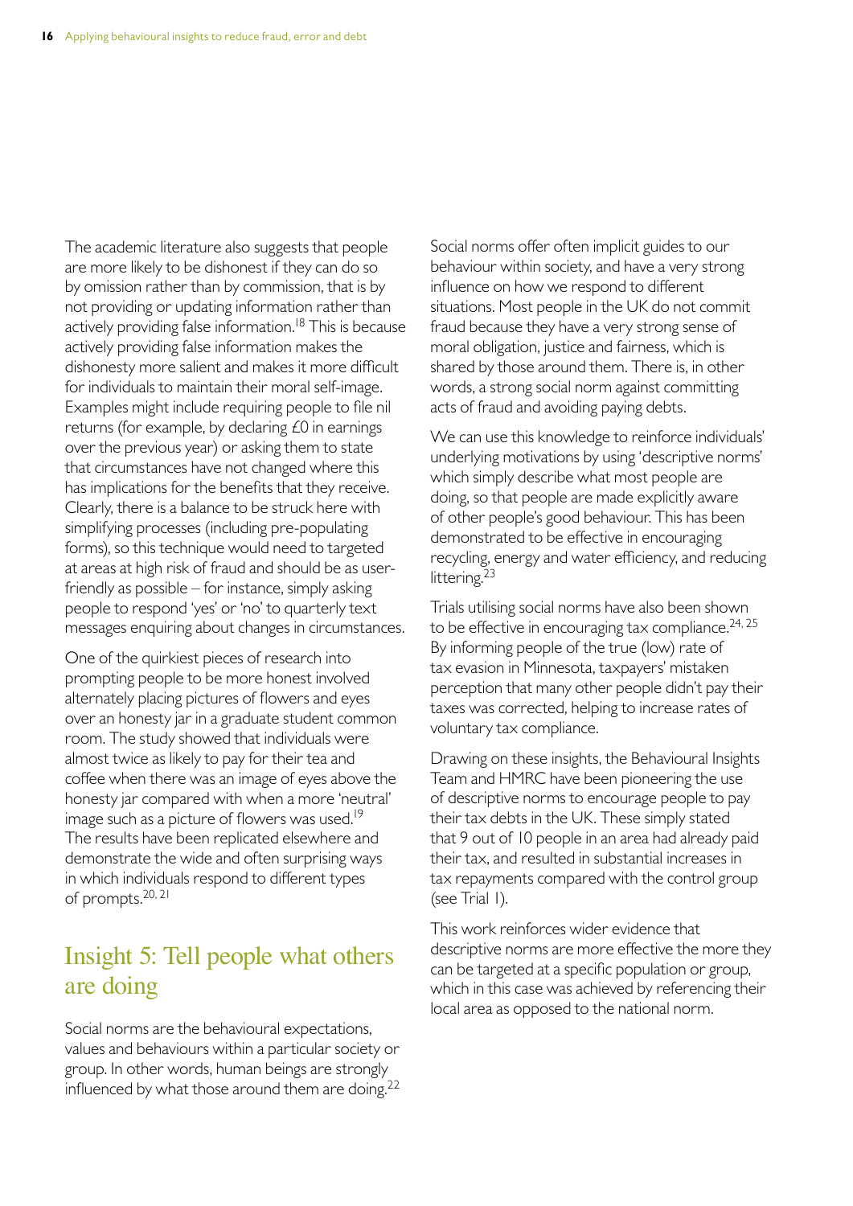The academic literature also suggests that people are more likely to be dishonest if they can do so by omission rather than by commission, that is by not providing or updating information rather than actively providing false information.[18] This is because actively providing false information makes the dishonesty more salient and makes it more difficult for individuals to maintain their moral self-image. Examples might include requiring people to file nil returns (for example, by declaring £0 in earnings over the previous year) or asking them to state that circumstances have not changed where this has implications for the benefits that they receive. Clearly, there is a balance to be struck here with simplifying processes (including pre-populating forms), so this technique would need to targeted at areas at high risk of fraud and should be as user-friendly as possible – for instance, simply asking people to respond 'yes' or 'no' to quarterly text messages enquiring about changes in circumstances.

One of the quirkiest pieces of research into prompting people to be more honest involved alternately placing pictures of flowers and eyes over an honesty jar in a graduate student common room. The study showed that individuals were almost twice as likely to pay for their tea and coffee when there was an image of eyes above the honesty jar compared with when a more 'neutral' image such as a picture of flowers was used.[19] The results have been replicated elsewhere and demonstrate the wide and often surprising ways in which individuals respond to different types of prompts.[20, 21]

## Insight 5: Tell people what others are doing

Social norms are the behavioural expectations, values and behaviours within a particular society or group. In other words, human beings are strongly influenced by what those around them are doing.[22]

Social norms offer often implicit guides to our behaviour within society, and have a very strong influence on how we respond to different situations. Most people in the UK do not commit fraud because they have a very strong sense of moral obligation, justice and fairness, which is shared by those around them. There is, in other words, a strong social norm against committing acts of fraud and avoiding paying debts.

We can use this knowledge to reinforce individuals' underlying motivations by using 'descriptive norms' which simply describe what most people are doing, so that people are made explicitly aware of other people's good behaviour. This has been demonstrated to be effective in encouraging recycling, energy and water efficiency, and reducing littering.[23]

Trials utilising social norms have also been shown to be effective in encouraging tax compliance.[24, 25] By informing people of the true (low) rate of tax evasion in Minnesota, taxpayers' mistaken perception that many other people didn't pay their taxes was corrected, helping to increase rates of voluntary tax compliance.

Drawing on these insights, the Behavioural Insights Team and HMRC have been pioneering the use of descriptive norms to encourage people to pay their tax debts in the UK. These simply stated that 9 out of 10 people in an area had already paid their tax, and resulted in substantial increases in tax repayments compared with the control group (see Trial 1).

This work reinforces wider evidence that descriptive norms are more effective the more they can be targeted at a specific population or group, which in this case was achieved by referencing their local area as opposed to the national norm.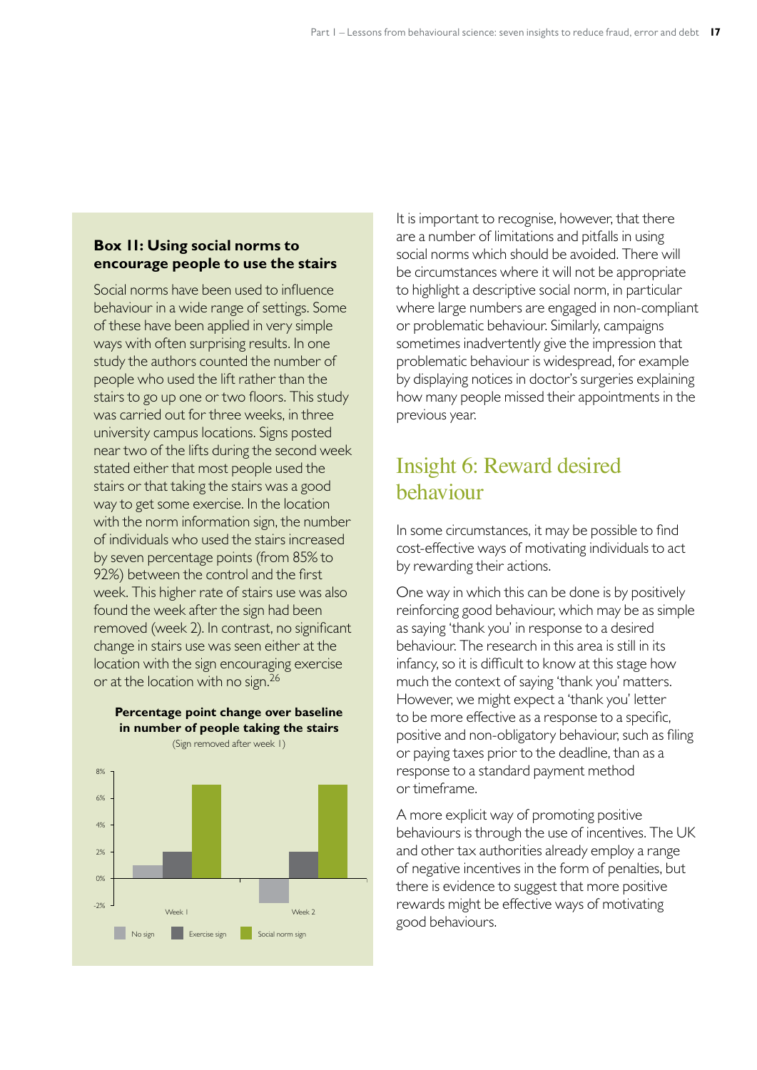### Box 11: Using social norms to encourage people to use the stairs

Social norms have been used to influence behaviour in a wide range of settings. Some of these have been applied in very simple ways with often surprising results. In one study the authors counted the number of people who used the lift rather than the stairs to go up one or two floors. This study was carried out for three weeks, in three university campus locations. Signs posted near two of the lifts during the second week stated either that most people used the stairs or that taking the stairs was a good way to get some exercise. In the location with the norm information sign, the number of individuals who used the stairs increased by seven percentage points (from 85% to 92%) between the control and the first week. This higher rate of stairs use was also found the week after the sign had been removed (week 2). In contrast, no significant change in stairs use was seen either at the location with the sign encouraging exercise or at the location with no sign.[26]

**Percentage point change over baseline in number of people taking the stairs**

(Sign removed after week 1)

| | No sign | Exercise sign | Social norm sign |
|---|---|---|---|
| Week 1 | 1% | 2% | 7% |
| Week 2 | -2% | 2% | 7% |

It is important to recognise, however, that there are a number of limitations and pitfalls in using social norms which should be avoided. There will be circumstances where it will not be appropriate to highlight a descriptive social norm, in particular where large numbers are engaged in non-compliant or problematic behaviour. Similarly, campaigns sometimes inadvertently give the impression that problematic behaviour is widespread, for example by displaying notices in doctor's surgeries explaining how many people missed their appointments in the previous year.

## Insight 6: Reward desired behaviour

In some circumstances, it may be possible to find cost-effective ways of motivating individuals to act by rewarding their actions.

One way in which this can be done is by positively reinforcing good behaviour, which may be as simple as saying 'thank you' in response to a desired behaviour. The research in this area is still in its infancy, so it is difficult to know at this stage how much the context of saying 'thank you' matters. However, we might expect a 'thank you' letter to be more effective as a response to a specific, positive and non-obligatory behaviour, such as filing or paying taxes prior to the deadline, than as a response to a standard payment method or timeframe.

A more explicit way of promoting positive behaviours is through the use of incentives. The UK and other tax authorities already employ a range of negative incentives in the form of penalties, but there is evidence to suggest that more positive rewards might be effective ways of motivating good behaviours.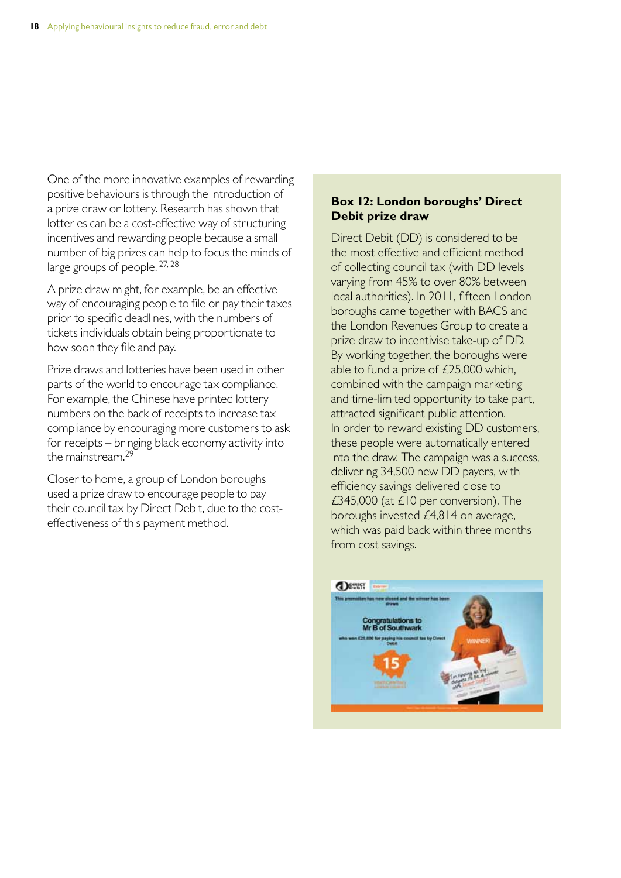One of the more innovative examples of rewarding positive behaviours is through the introduction of a prize draw or lottery. Research has shown that lotteries can be a cost-effective way of structuring incentives and rewarding people because a small number of big prizes can help to focus the minds of large groups of people.[27, 28]

A prize draw might, for example, be an effective way of encouraging people to file or pay their taxes prior to specific deadlines, with the numbers of tickets individuals obtain being proportionate to how soon they file and pay.

Prize draws and lotteries have been used in other parts of the world to encourage tax compliance. For example, the Chinese have printed lottery numbers on the back of receipts to increase tax compliance by encouraging more customers to ask for receipts – bringing black economy activity into the mainstream.[29]

Closer to home, a group of London boroughs used a prize draw to encourage people to pay their council tax by Direct Debit, due to the cost-effectiveness of this payment method.

**Box 12: London boroughs' Direct Debit prize draw**

Direct Debit (DD) is considered to be the most effective and efficient method of collecting council tax (with DD levels varying from 45% to over 80% between local authorities). In 2011, fifteen London boroughs came together with BACS and the London Revenues Group to create a prize draw to incentivise take-up of DD. By working together, the boroughs were able to fund a prize of £25,000 which, combined with the campaign marketing and time-limited opportunity to take part, attracted significant public attention. In order to reward existing DD customers, these people were automatically entered into the draw. The campaign was a success, delivering 34,500 new DD payers, with efficiency savings delivered close to £345,000 (at £10 per conversion). The boroughs invested £4,814 on average, which was paid back within three months from cost savings.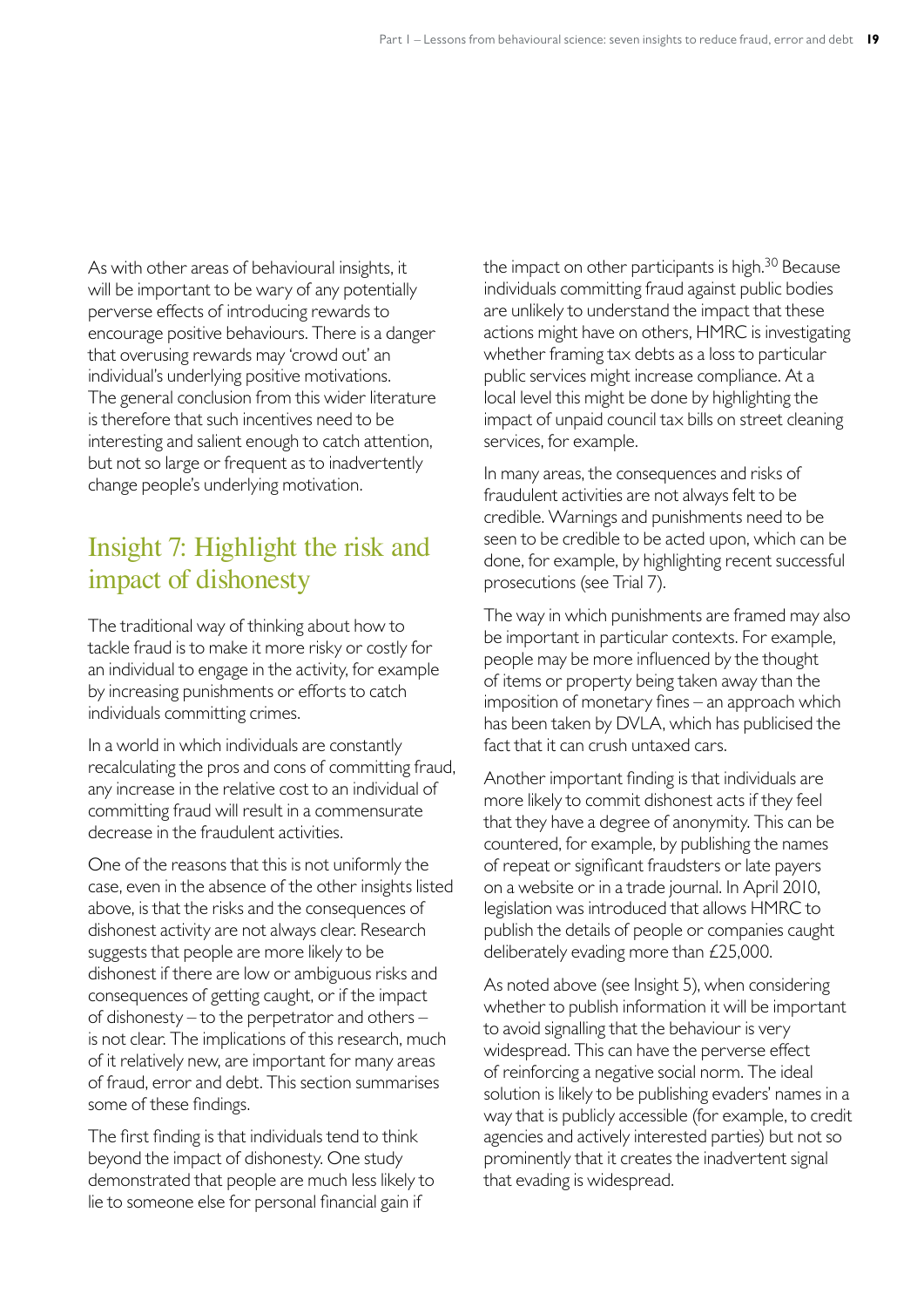As with other areas of behavioural insights, it will be important to be wary of any potentially perverse effects of introducing rewards to encourage positive behaviours. There is a danger that overusing rewards may 'crowd out' an individual's underlying positive motivations. The general conclusion from this wider literature is therefore that such incentives need to be interesting and salient enough to catch attention, but not so large or frequent as to inadvertently change people's underlying motivation.

## Insight 7: Highlight the risk and impact of dishonesty

The traditional way of thinking about how to tackle fraud is to make it more risky or costly for an individual to engage in the activity, for example by increasing punishments or efforts to catch individuals committing crimes.

In a world in which individuals are constantly recalculating the pros and cons of committing fraud, any increase in the relative cost to an individual of committing fraud will result in a commensurate decrease in the fraudulent activities.

One of the reasons that this is not uniformly the case, even in the absence of the other insights listed above, is that the risks and the consequences of dishonest activity are not always clear. Research suggests that people are more likely to be dishonest if there are low or ambiguous risks and consequences of getting caught, or if the impact of dishonesty – to the perpetrator and others – is not clear. The implications of this research, much of it relatively new, are important for many areas of fraud, error and debt. This section summarises some of these findings.

The first finding is that individuals tend to think beyond the impact of dishonesty. One study demonstrated that people are much less likely to lie to someone else for personal financial gain if the impact on other participants is high.[30] Because individuals committing fraud against public bodies are unlikely to understand the impact that these actions might have on others, HMRC is investigating whether framing tax debts as a loss to particular public services might increase compliance. At a local level this might be done by highlighting the impact of unpaid council tax bills on street cleaning services, for example.

In many areas, the consequences and risks of fraudulent activities are not always felt to be credible. Warnings and punishments need to be seen to be credible to be acted upon, which can be done, for example, by highlighting recent successful prosecutions (see Trial 7).

The way in which punishments are framed may also be important in particular contexts. For example, people may be more influenced by the thought of items or property being taken away than the imposition of monetary fines – an approach which has been taken by DVLA, which has publicised the fact that it can crush untaxed cars.

Another important finding is that individuals are more likely to commit dishonest acts if they feel that they have a degree of anonymity. This can be countered, for example, by publishing the names of repeat or significant fraudsters or late payers on a website or in a trade journal. In April 2010, legislation was introduced that allows HMRC to publish the details of people or companies caught deliberately evading more than £25,000.

As noted above (see Insight 5), when considering whether to publish information it will be important to avoid signalling that the behaviour is very widespread. This can have the perverse effect of reinforcing a negative social norm. The ideal solution is likely to be publishing evaders' names in a way that is publicly accessible (for example, to credit agencies and actively interested parties) but not so prominently that it creates the inadvertent signal that evading is widespread.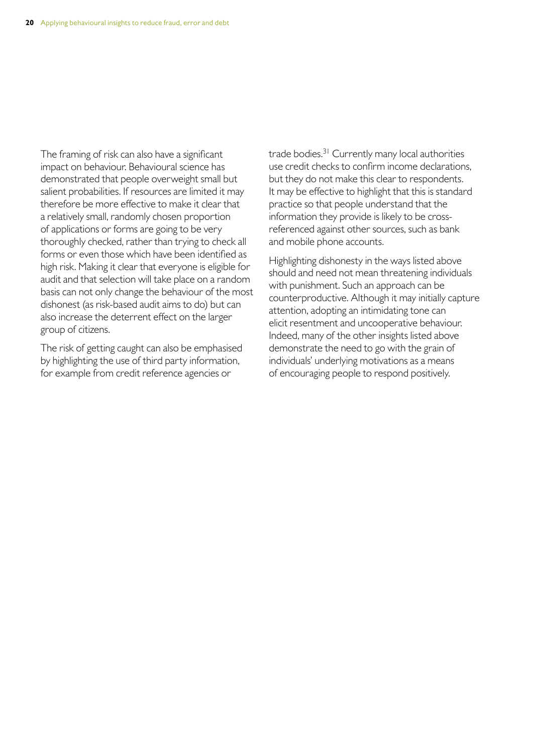The framing of risk can also have a significant impact on behaviour. Behavioural science has demonstrated that people overweight small but salient probabilities. If resources are limited it may therefore be more effective to make it clear that a relatively small, randomly chosen proportion of applications or forms are going to be very thoroughly checked, rather than trying to check all forms or even those which have been identified as high risk. Making it clear that everyone is eligible for audit and that selection will take place on a random basis can not only change the behaviour of the most dishonest (as risk-based audit aims to do) but can also increase the deterrent effect on the larger group of citizens.

The risk of getting caught can also be emphasised by highlighting the use of third party information, for example from credit reference agencies or trade bodies.[31] Currently many local authorities use credit checks to confirm income declarations, but they do not make this clear to respondents. It may be effective to highlight that this is standard practice so that people understand that the information they provide is likely to be cross-referenced against other sources, such as bank and mobile phone accounts.

Highlighting dishonesty in the ways listed above should and need not mean threatening individuals with punishment. Such an approach can be counterproductive. Although it may initially capture attention, adopting an intimidating tone can elicit resentment and uncooperative behaviour. Indeed, many of the other insights listed above demonstrate the need to go with the grain of individuals' underlying motivations as a means of encouraging people to respond positively.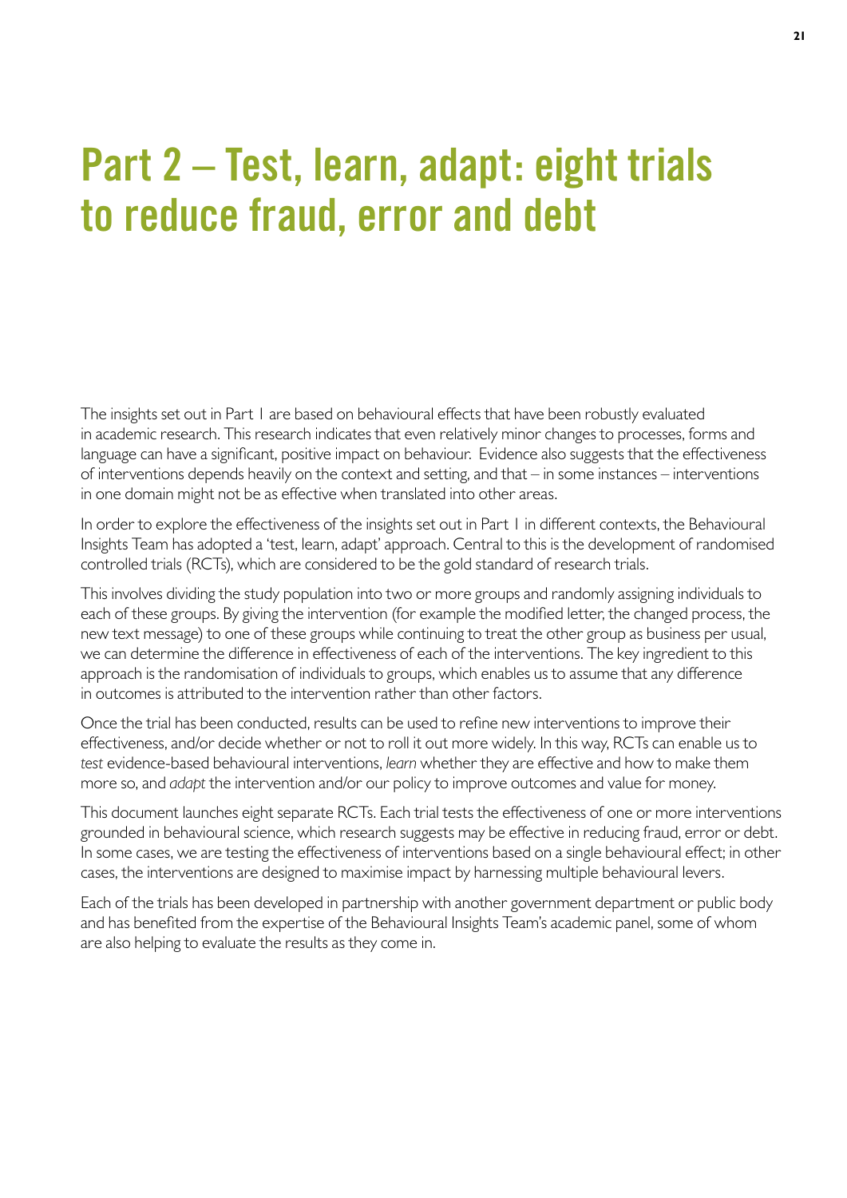# Part 2 – Test, learn, adapt: eight trials to reduce fraud, error and debt

The insights set out in Part 1 are based on behavioural effects that have been robustly evaluated in academic research. This research indicates that even relatively minor changes to processes, forms and language can have a significant, positive impact on behaviour. Evidence also suggests that the effectiveness of interventions depends heavily on the context and setting, and that – in some instances – interventions in one domain might not be as effective when translated into other areas.

In order to explore the effectiveness of the insights set out in Part 1 in different contexts, the Behavioural Insights Team has adopted a 'test, learn, adapt' approach. Central to this is the development of randomised controlled trials (RCTs), which are considered to be the gold standard of research trials.

This involves dividing the study population into two or more groups and randomly assigning individuals to each of these groups. By giving the intervention (for example the modified letter, the changed process, the new text message) to one of these groups while continuing to treat the other group as business per usual, we can determine the difference in effectiveness of each of the interventions. The key ingredient to this approach is the randomisation of individuals to groups, which enables us to assume that any difference in outcomes is attributed to the intervention rather than other factors.

Once the trial has been conducted, results can be used to refine new interventions to improve their effectiveness, and/or decide whether or not to roll it out more widely. In this way, RCTs can enable us to *test* evidence-based behavioural interventions, *learn* whether they are effective and how to make them more so, and *adapt* the intervention and/or our policy to improve outcomes and value for money.

This document launches eight separate RCTs. Each trial tests the effectiveness of one or more interventions grounded in behavioural science, which research suggests may be effective in reducing fraud, error or debt. In some cases, we are testing the effectiveness of interventions based on a single behavioural effect; in other cases, the interventions are designed to maximise impact by harnessing multiple behavioural levers.

Each of the trials has been developed in partnership with another government department or public body and has benefited from the expertise of the Behavioural Insights Team's academic panel, some of whom are also helping to evaluate the results as they come in.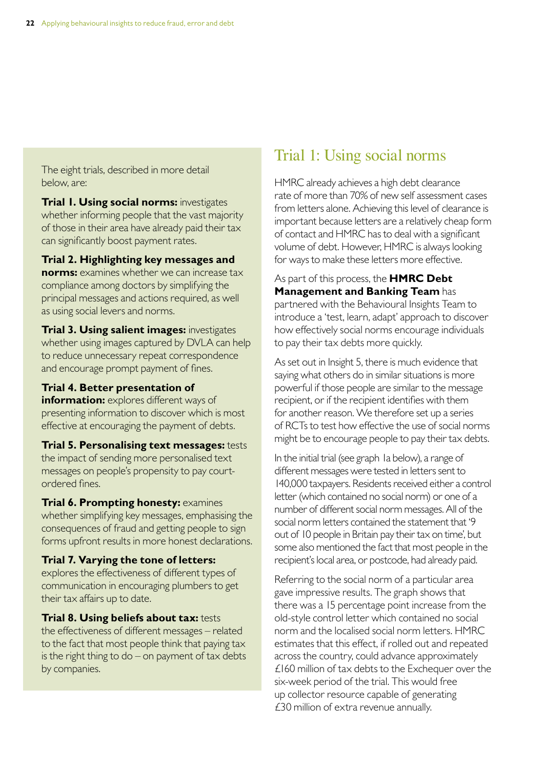The eight trials, described in more detail below, are:

**Trial 1. Using social norms:** investigates whether informing people that the vast majority of those in their area have already paid their tax can significantly boost payment rates.

**Trial 2. Highlighting key messages and norms:** examines whether we can increase tax compliance among doctors by simplifying the principal messages and actions required, as well as using social levers and norms.

**Trial 3. Using salient images:** investigates whether using images captured by DVLA can help to reduce unnecessary repeat correspondence and encourage prompt payment of fines.

**Trial 4. Better presentation of information:** explores different ways of presenting information to discover which is most effective at encouraging the payment of debts.

**Trial 5. Personalising text messages:** tests the impact of sending more personalised text messages on people's propensity to pay court-ordered fines.

**Trial 6. Prompting honesty:** examines whether simplifying key messages, emphasising the consequences of fraud and getting people to sign forms upfront results in more honest declarations.

**Trial 7. Varying the tone of letters:** explores the effectiveness of different types of communication in encouraging plumbers to get their tax affairs up to date.

**Trial 8. Using beliefs about tax:** tests the effectiveness of different messages – related to the fact that most people think that paying tax is the right thing to do – on payment of tax debts by companies.

## Trial 1: Using social norms

HMRC already achieves a high debt clearance rate of more than 70% of new self assessment cases from letters alone. Achieving this level of clearance is important because letters are a relatively cheap form of contact and HMRC has to deal with a significant volume of debt. However, HMRC is always looking for ways to make these letters more effective.

As part of this process, the **HMRC Debt Management and Banking Team** has partnered with the Behavioural Insights Team to introduce a 'test, learn, adapt' approach to discover how effectively social norms encourage individuals to pay their tax debts more quickly.

As set out in Insight 5, there is much evidence that saying what others do in similar situations is more powerful if those people are similar to the message recipient, or if the recipient identifies with them for another reason. We therefore set up a series of RCTs to test how effective the use of social norms might be to encourage people to pay their tax debts.

In the initial trial (see graph 1a below), a range of different messages were tested in letters sent to 140,000 taxpayers. Residents received either a control letter (which contained no social norm) or one of a number of different social norm messages. All of the social norm letters contained the statement that '9 out of 10 people in Britain pay their tax on time', but some also mentioned the fact that most people in the recipient's local area, or postcode, had already paid.

Referring to the social norm of a particular area gave impressive results. The graph shows that there was a 15 percentage point increase from the old-style control letter which contained no social norm and the localised social norm letters. HMRC estimates that this effect, if rolled out and repeated across the country, could advance approximately £160 million of tax debts to the Exchequer over the six-week period of the trial. This would free up collector resource capable of generating £30 million of extra revenue annually.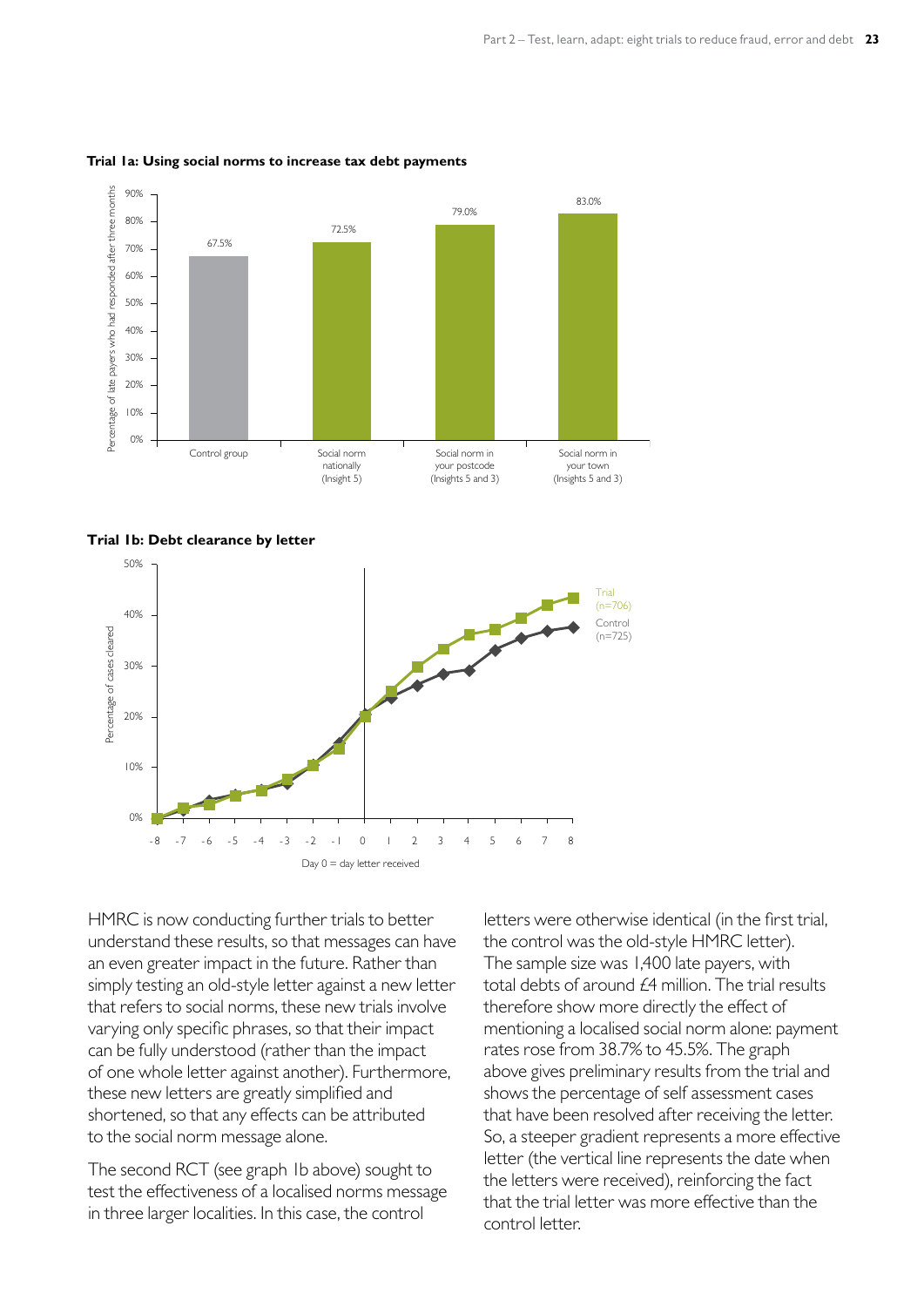**Trial 1a: Using social norms to increase tax debt payments**

| | Control group | Social norm nationally (Insight 5) | Social norm in your postcode (Insights 5 and 3) | Social norm in your town (Insights 5 and 3) |
|---|---|---|---|---|
| Percentage of late payers who had responded after three months | 67.5% | 72.5% | 79.0% | 83.0% |

**Trial 1b: Debt clearance by letter**

Percentage of cases cleared by day (Day 0 = day letter received). Trial (n=706); Control (n=725).

HMRC is now conducting further trials to better understand these results, so that messages can have an even greater impact in the future. Rather than simply testing an old-style letter against a new letter that refers to social norms, these new trials involve varying only specific phrases, so that their impact can be fully understood (rather than the impact of one whole letter against another). Furthermore, these new letters are greatly simplified and shortened, so that any effects can be attributed to the social norm message alone.

The second RCT (see graph 1b above) sought to test the effectiveness of a localised norms message in three larger localities. In this case, the control letters were otherwise identical (in the first trial, the control was the old-style HMRC letter). The sample size was 1,400 late payers, with total debts of around £4 million. The trial results therefore show more directly the effect of mentioning a localised social norm alone: payment rates rose from 38.7% to 45.5%. The graph above gives preliminary results from the trial and shows the percentage of self assessment cases that have been resolved after receiving the letter. So, a steeper gradient represents a more effective letter (the vertical line represents the date when the letters were received), reinforcing the fact that the trial letter was more effective than the control letter.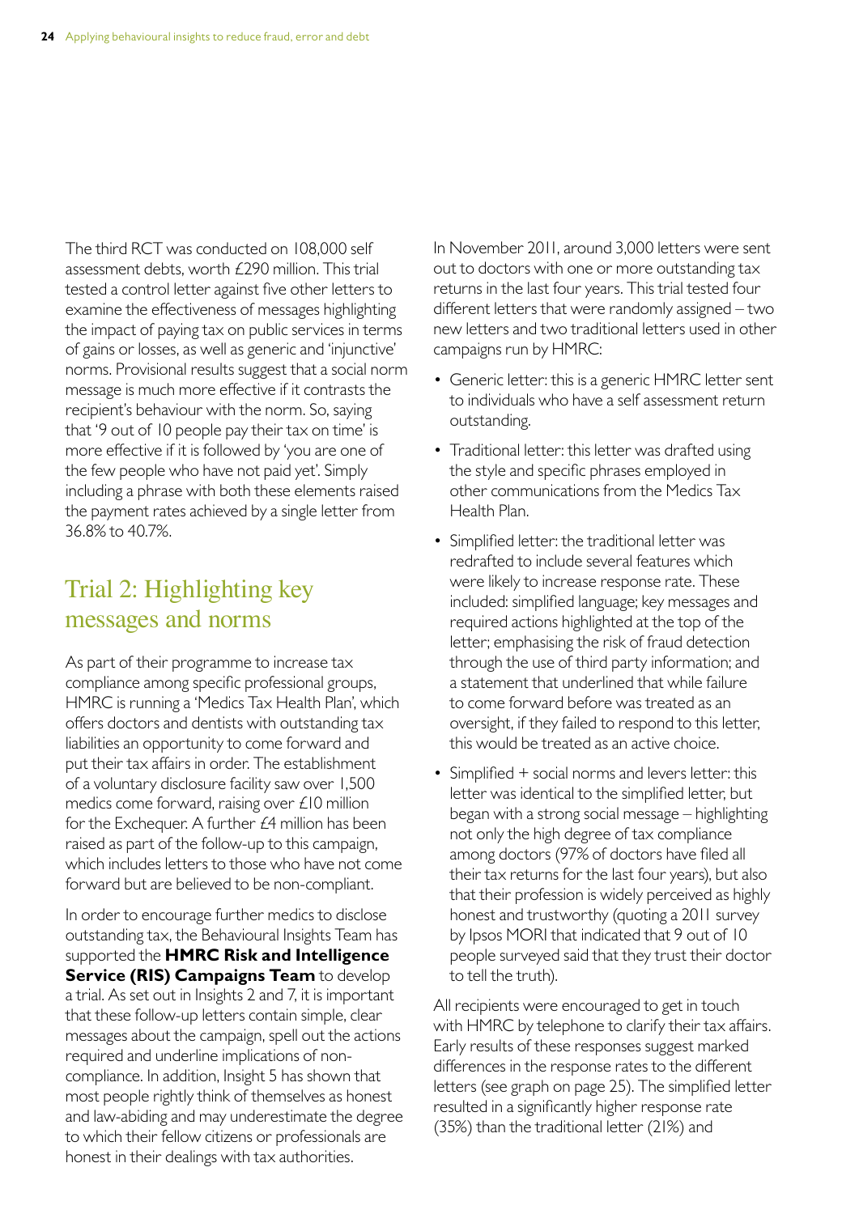The third RCT was conducted on 108,000 self assessment debts, worth £290 million. This trial tested a control letter against five other letters to examine the effectiveness of messages highlighting the impact of paying tax on public services in terms of gains or losses, as well as generic and 'injunctive' norms. Provisional results suggest that a social norm message is much more effective if it contrasts the recipient's behaviour with the norm. So, saying that '9 out of 10 people pay their tax on time' is more effective if it is followed by 'you are one of the few people who have not paid yet'. Simply including a phrase with both these elements raised the payment rates achieved by a single letter from 36.8% to 40.7%.

## Trial 2: Highlighting key messages and norms

As part of their programme to increase tax compliance among specific professional groups, HMRC is running a 'Medics Tax Health Plan', which offers doctors and dentists with outstanding tax liabilities an opportunity to come forward and put their tax affairs in order. The establishment of a voluntary disclosure facility saw over 1,500 medics come forward, raising over £10 million for the Exchequer. A further £4 million has been raised as part of the follow-up to this campaign, which includes letters to those who have not come forward but are believed to be non-compliant.

In order to encourage further medics to disclose outstanding tax, the Behavioural Insights Team has supported the **HMRC Risk and Intelligence Service (RIS) Campaigns Team** to develop a trial. As set out in Insights 2 and 7, it is important that these follow-up letters contain simple, clear messages about the campaign, spell out the actions required and underline implications of non-compliance. In addition, Insight 5 has shown that most people rightly think of themselves as honest and law-abiding and may underestimate the degree to which their fellow citizens or professionals are honest in their dealings with tax authorities.

In November 2011, around 3,000 letters were sent out to doctors with one or more outstanding tax returns in the last four years. This trial tested four different letters that were randomly assigned – two new letters and two traditional letters used in other campaigns run by HMRC:

- Generic letter: this is a generic HMRC letter sent to individuals who have a self assessment return outstanding.
- Traditional letter: this letter was drafted using the style and specific phrases employed in other communications from the Medics Tax Health Plan.
- Simplified letter: the traditional letter was redrafted to include several features which were likely to increase response rate. These included: simplified language; key messages and required actions highlighted at the top of the letter; emphasising the risk of fraud detection through the use of third party information; and a statement that underlined that while failure to come forward before was treated as an oversight, if they failed to respond to this letter, this would be treated as an active choice.
- Simplified + social norms and levers letter: this letter was identical to the simplified letter, but began with a strong social message – highlighting not only the high degree of tax compliance among doctors (97% of doctors have filed all their tax returns for the last four years), but also that their profession is widely perceived as highly honest and trustworthy (quoting a 2011 survey by Ipsos MORI that indicated that 9 out of 10 people surveyed said that they trust their doctor to tell the truth).

All recipients were encouraged to get in touch with HMRC by telephone to clarify their tax affairs. Early results of these responses suggest marked differences in the response rates to the different letters (see graph on page 25). The simplified letter resulted in a significantly higher response rate (35%) than the traditional letter (21%) and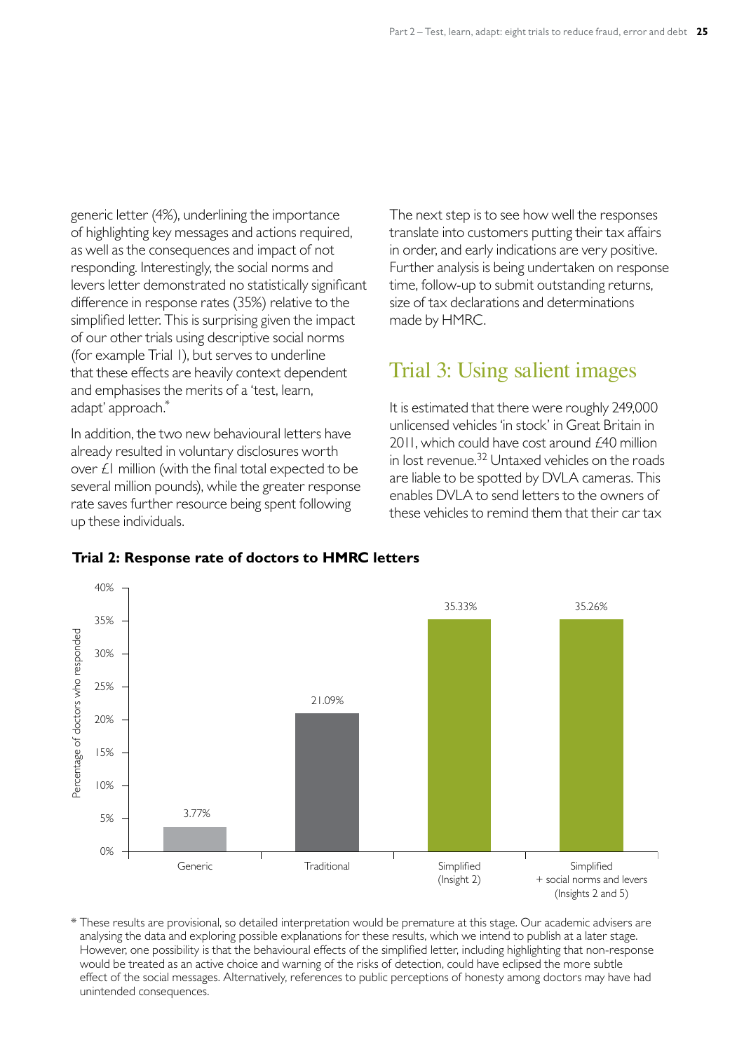generic letter (4%), underlining the importance of highlighting key messages and actions required, as well as the consequences and impact of not responding. Interestingly, the social norms and levers letter demonstrated no statistically significant difference in response rates (35%) relative to the simplified letter. This is surprising given the impact of our other trials using descriptive social norms (for example Trial 1), but serves to underline that these effects are heavily context dependent and emphasises the merits of a 'test, learn, adapt' approach.*

In addition, the two new behavioural letters have already resulted in voluntary disclosures worth over £1 million (with the final total expected to be several million pounds), while the greater response rate saves further resource being spent following up these individuals.

The next step is to see how well the responses translate into customers putting their tax affairs in order, and early indications are very positive. Further analysis is being undertaken on response time, follow-up to submit outstanding returns, size of tax declarations and determinations made by HMRC.

## Trial 3: Using salient images

It is estimated that there were roughly 249,000 unlicensed vehicles 'in stock' in Great Britain in 2011, which could have cost around £40 million in lost revenue.[32] Untaxed vehicles on the roads are liable to be spotted by DVLA cameras. This enables DVLA to send letters to the owners of these vehicles to remind them that their car tax

**Trial 2: Response rate of doctors to HMRC letters**

| Letter | Percentage of doctors who responded |
|---|---|
| Generic | 3.77% |
| Traditional | 21.09% |
| Simplified (Insight 2) | 35.33% |
| Simplified + social norms and levers (Insights 2 and 5) | 35.26% |

\* These results are provisional, so detailed interpretation would be premature at this stage. Our academic advisers are analysing the data and exploring possible explanations for these results, which we intend to publish at a later stage. However, one possibility is that the behavioural effects of the simplified letter, including highlighting that non-response would be treated as an active choice and warning of the risks of detection, could have eclipsed the more subtle effect of the social messages. Alternatively, references to public perceptions of honesty among doctors may have had unintended consequences.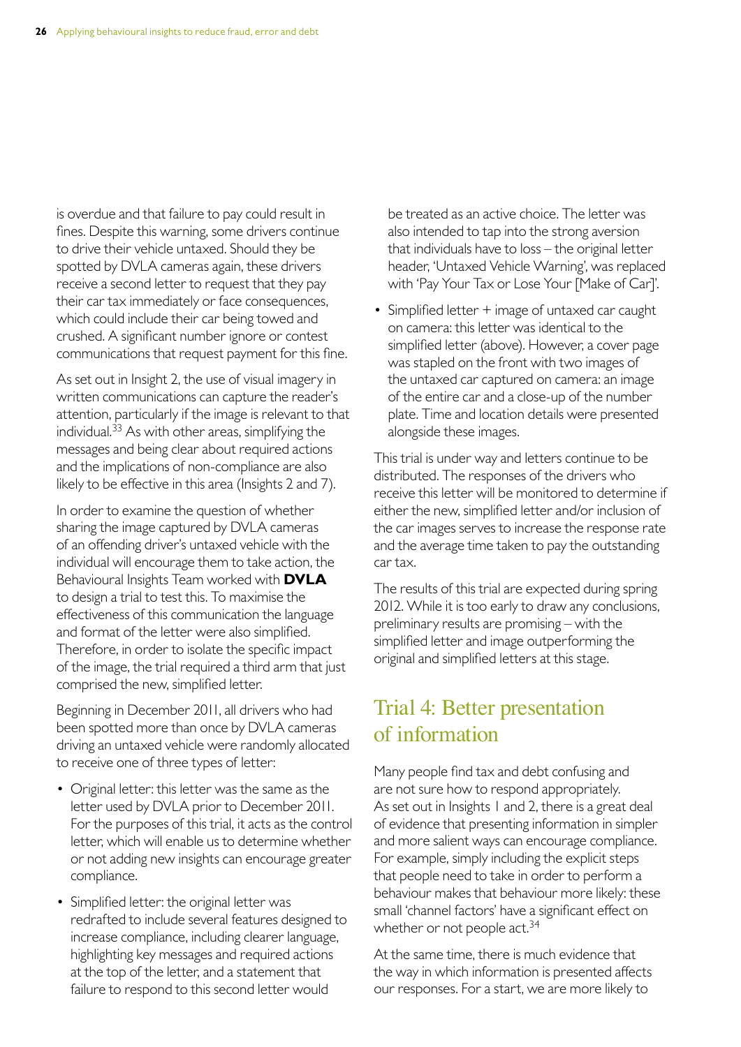is overdue and that failure to pay could result in fines. Despite this warning, some drivers continue to drive their vehicle untaxed. Should they be spotted by DVLA cameras again, these drivers receive a second letter to request that they pay their car tax immediately or face consequences, which could include their car being towed and crushed. A significant number ignore or contest communications that request payment for this fine.

As set out in Insight 2, the use of visual imagery in written communications can capture the reader's attention, particularly if the image is relevant to that individual.[33] As with other areas, simplifying the messages and being clear about required actions and the implications of non-compliance are also likely to be effective in this area (Insights 2 and 7).

In order to examine the question of whether sharing the image captured by DVLA cameras of an offending driver's untaxed vehicle with the individual will encourage them to take action, the Behavioural Insights Team worked with **DVLA** to design a trial to test this. To maximise the effectiveness of this communication the language and format of the letter were also simplified. Therefore, in order to isolate the specific impact of the image, the trial required a third arm that just comprised the new, simplified letter.

Beginning in December 2011, all drivers who had been spotted more than once by DVLA cameras driving an untaxed vehicle were randomly allocated to receive one of three types of letter:

- Original letter: this letter was the same as the letter used by DVLA prior to December 2011. For the purposes of this trial, it acts as the control letter, which will enable us to determine whether or not adding new insights can encourage greater compliance.
- Simplified letter: the original letter was redrafted to include several features designed to increase compliance, including clearer language, highlighting key messages and required actions at the top of the letter, and a statement that failure to respond to this second letter would be treated as an active choice. The letter was also intended to tap into the strong aversion that individuals have to loss – the original letter header, 'Untaxed Vehicle Warning', was replaced with 'Pay Your Tax or Lose Your [Make of Car]'.
- Simplified letter + image of untaxed car caught on camera: this letter was identical to the simplified letter (above). However, a cover page was stapled on the front with two images of the untaxed car captured on camera: an image of the entire car and a close-up of the number plate. Time and location details were presented alongside these images.

This trial is under way and letters continue to be distributed. The responses of the drivers who receive this letter will be monitored to determine if either the new, simplified letter and/or inclusion of the car images serves to increase the response rate and the average time taken to pay the outstanding car tax.

The results of this trial are expected during spring 2012. While it is too early to draw any conclusions, preliminary results are promising – with the simplified letter and image outperforming the original and simplified letters at this stage.

## Trial 4: Better presentation of information

Many people find tax and debt confusing and are not sure how to respond appropriately. As set out in Insights 1 and 2, there is a great deal of evidence that presenting information in simpler and more salient ways can encourage compliance. For example, simply including the explicit steps that people need to take in order to perform a behaviour makes that behaviour more likely: these small 'channel factors' have a significant effect on whether or not people act.[34]

At the same time, there is much evidence that the way in which information is presented affects our responses. For a start, we are more likely to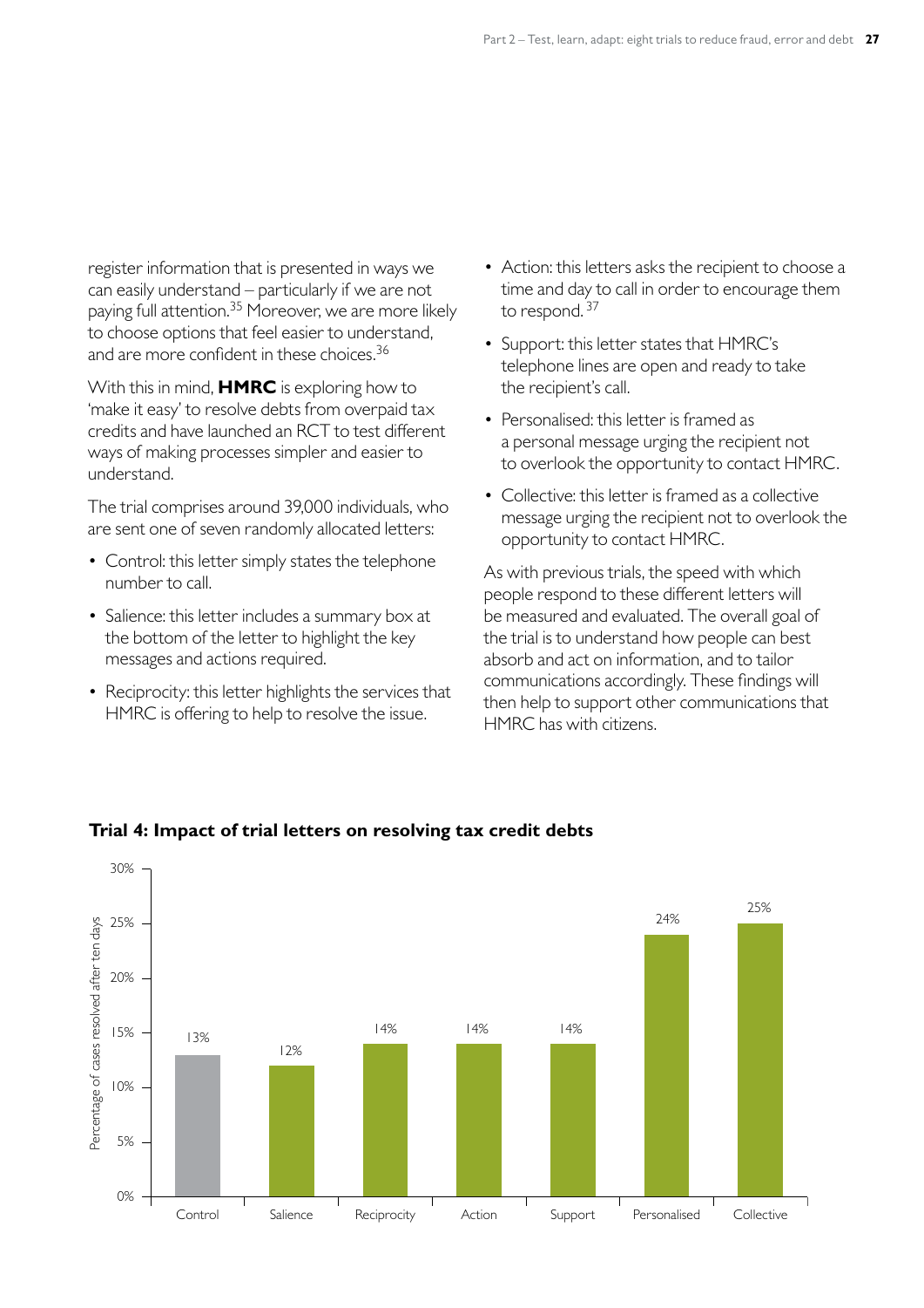register information that is presented in ways we can easily understand – particularly if we are not paying full attention.[35] Moreover, we are more likely to choose options that feel easier to understand, and are more confident in these choices.[36]

With this in mind, **HMRC** is exploring how to 'make it easy' to resolve debts from overpaid tax credits and have launched an RCT to test different ways of making processes simpler and easier to understand.

The trial comprises around 39,000 individuals, who are sent one of seven randomly allocated letters:

- Control: this letter simply states the telephone number to call.
- Salience: this letter includes a summary box at the bottom of the letter to highlight the key messages and actions required.
- Reciprocity: this letter highlights the services that HMRC is offering to help to resolve the issue.
- Action: this letters asks the recipient to choose a time and day to call in order to encourage them to respond.[37]
- Support: this letter states that HMRC's telephone lines are open and ready to take the recipient's call.
- Personalised: this letter is framed as a personal message urging the recipient not to overlook the opportunity to contact HMRC.
- Collective: this letter is framed as a collective message urging the recipient not to overlook the opportunity to contact HMRC.

As with previous trials, the speed with which people respond to these different letters will be measured and evaluated. The overall goal of the trial is to understand how people can best absorb and act on information, and to tailor communications accordingly. These findings will then help to support other communications that HMRC has with citizens.

**Trial 4: Impact of trial letters on resolving tax credit debts**

| Letter | Percentage of cases resolved after ten days |
|---|---|
| Control | 13% |
| Salience | 12% |
| Reciprocity | 14% |
| Action | 14% |
| Support | 14% |
| Personalised | 24% |
| Collective | 25% |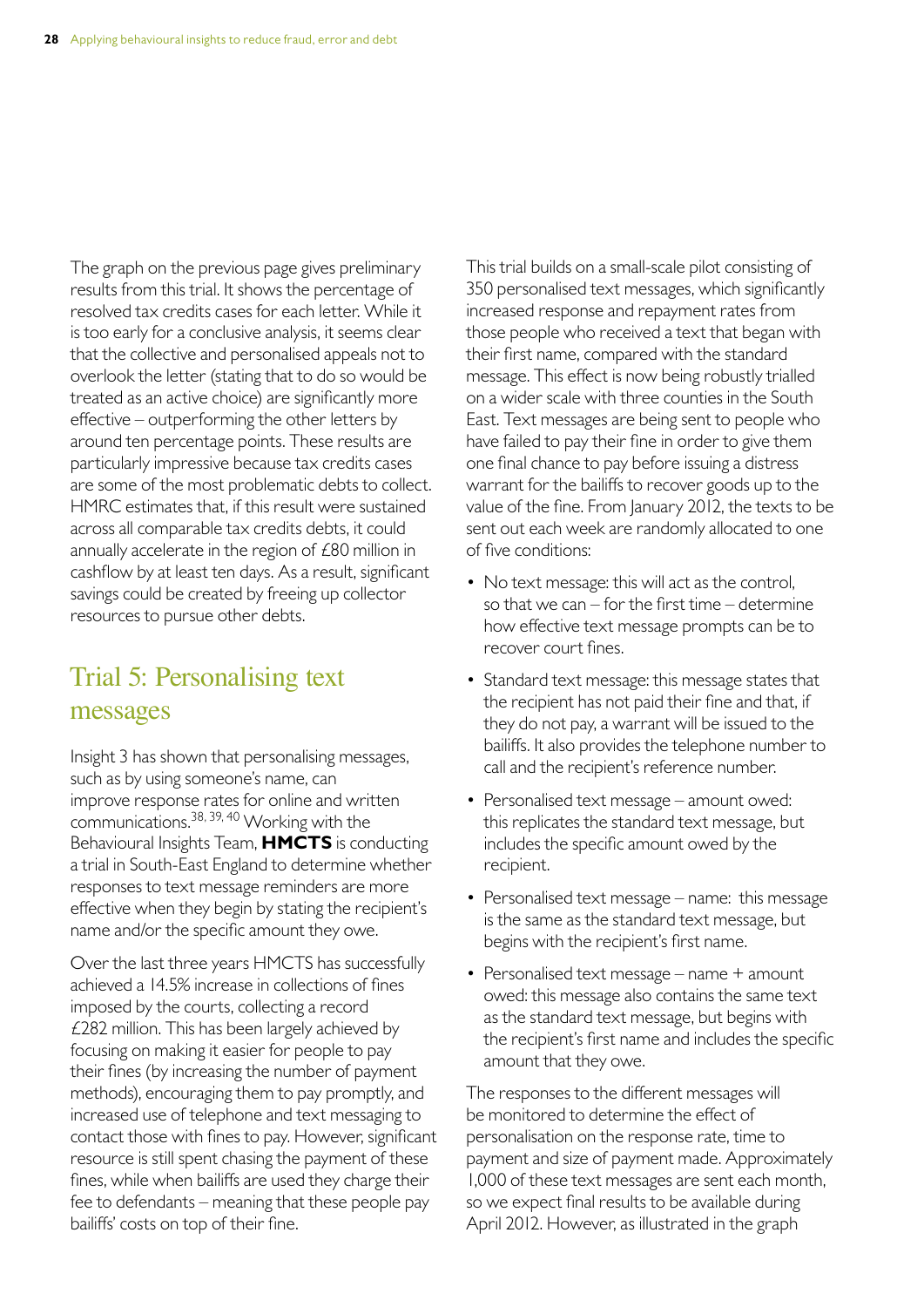The graph on the previous page gives preliminary results from this trial. It shows the percentage of resolved tax credits cases for each letter. While it is too early for a conclusive analysis, it seems clear that the collective and personalised appeals not to overlook the letter (stating that to do so would be treated as an active choice) are significantly more effective – outperforming the other letters by around ten percentage points. These results are particularly impressive because tax credits cases are some of the most problematic debts to collect. HMRC estimates that, if this result were sustained across all comparable tax credits debts, it could annually accelerate in the region of £80 million in cashflow by at least ten days. As a result, significant savings could be created by freeing up collector resources to pursue other debts.

## Trial 5: Personalising text messages

Insight 3 has shown that personalising messages, such as by using someone's name, can improve response rates for online and written communications.[38, 39, 40] Working with the Behavioural Insights Team, **HMCTS** is conducting a trial in South-East England to determine whether responses to text message reminders are more effective when they begin by stating the recipient's name and/or the specific amount they owe.

Over the last three years HMCTS has successfully achieved a 14.5% increase in collections of fines imposed by the courts, collecting a record £282 million. This has been largely achieved by focusing on making it easier for people to pay their fines (by increasing the number of payment methods), encouraging them to pay promptly, and increased use of telephone and text messaging to contact those with fines to pay. However, significant resource is still spent chasing the payment of these fines, while when bailiffs are used they charge their fee to defendants – meaning that these people pay bailiffs' costs on top of their fine.

This trial builds on a small-scale pilot consisting of 350 personalised text messages, which significantly increased response and repayment rates from those people who received a text that began with their first name, compared with the standard message. This effect is now being robustly trialled on a wider scale with three counties in the South East. Text messages are being sent to people who have failed to pay their fine in order to give them one final chance to pay before issuing a distress warrant for the bailiffs to recover goods up to the value of the fine. From January 2012, the texts to be sent out each week are randomly allocated to one of five conditions:

- No text message: this will act as the control, so that we can – for the first time – determine how effective text message prompts can be to recover court fines.
- Standard text message: this message states that the recipient has not paid their fine and that, if they do not pay, a warrant will be issued to the bailiffs. It also provides the telephone number to call and the recipient's reference number.
- Personalised text message – amount owed: this replicates the standard text message, but includes the specific amount owed by the recipient.
- Personalised text message – name: this message is the same as the standard text message, but begins with the recipient's first name.
- Personalised text message – name + amount owed: this message also contains the same text as the standard text message, but begins with the recipient's first name and includes the specific amount that they owe.

The responses to the different messages will be monitored to determine the effect of personalisation on the response rate, time to payment and size of payment made. Approximately 1,000 of these text messages are sent each month, so we expect final results to be available during April 2012. However, as illustrated in the graph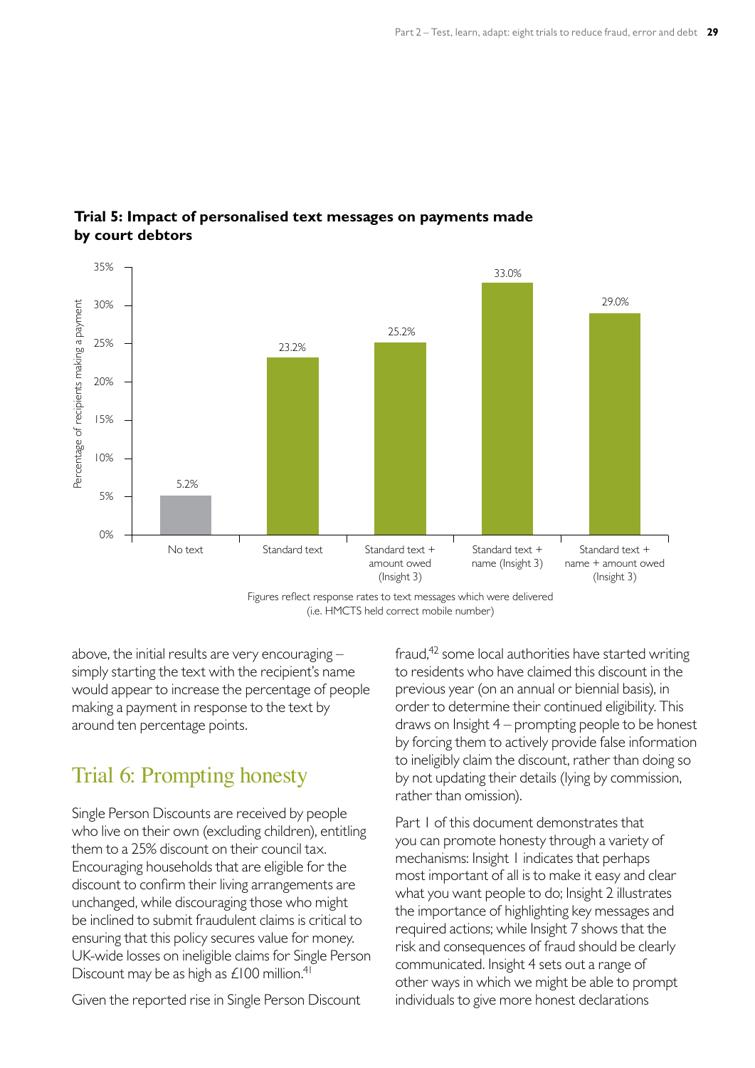**Trial 5: Impact of personalised text messages on payments made by court debtors**

| | Percentage of recipients making a payment |
| --- | --- |
| No text | 5.2% |
| Standard text | 23.2% |
| Standard text + amount owed (Insight 3) | 25.2% |
| Standard text + name (Insight 3) | 33.0% |
| Standard text + name + amount owed (Insight 3) | 29.0% |

Figures reflect response rates to text messages which were delivered (i.e. HMCTS held correct mobile number)

above, the initial results are very encouraging – simply starting the text with the recipient's name would appear to increase the percentage of people making a payment in response to the text by around ten percentage points.

## Trial 6: Prompting honesty

Single Person Discounts are received by people who live on their own (excluding children), entitling them to a 25% discount on their council tax. Encouraging households that are eligible for the discount to confirm their living arrangements are unchanged, while discouraging those who might be inclined to submit fraudulent claims is critical to ensuring that this policy secures value for money. UK-wide losses on ineligible claims for Single Person Discount may be as high as £100 million.[41]

Given the reported rise in Single Person Discount fraud,[42] some local authorities have started writing to residents who have claimed this discount in the previous year (on an annual or biennial basis), in order to determine their continued eligibility. This draws on Insight 4 – prompting people to be honest by forcing them to actively provide false information to ineligibly claim the discount, rather than doing so by not updating their details (lying by commission, rather than omission).

Part 1 of this document demonstrates that you can promote honesty through a variety of mechanisms: Insight 1 indicates that perhaps most important of all is to make it easy and clear what you want people to do; Insight 2 illustrates the importance of highlighting key messages and required actions; while Insight 7 shows that the risk and consequences of fraud should be clearly communicated. Insight 4 sets out a range of other ways in which we might be able to prompt individuals to give more honest declarations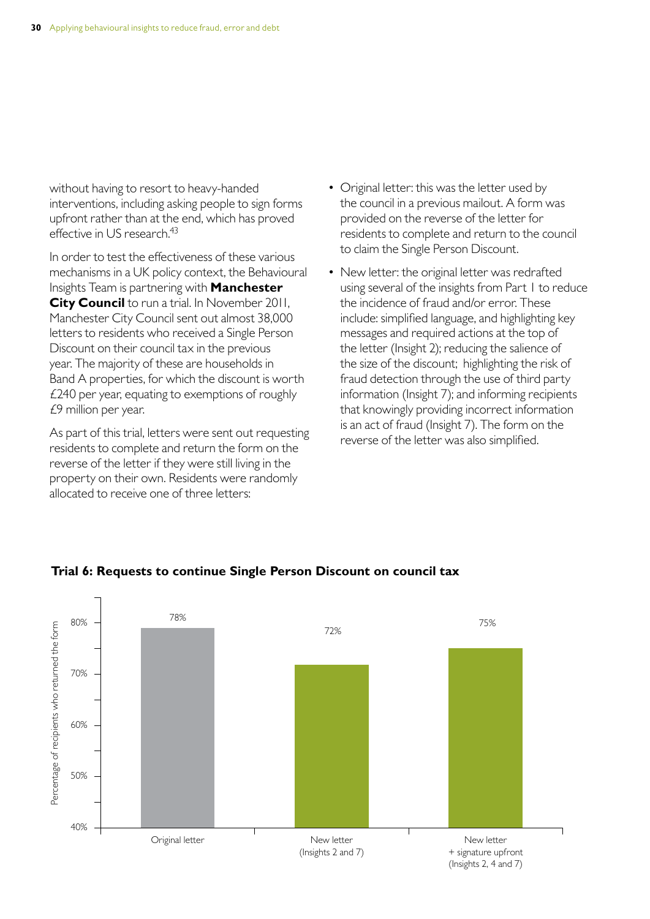without having to resort to heavy-handed interventions, including asking people to sign forms upfront rather than at the end, which has proved effective in US research.[43]

In order to test the effectiveness of these various mechanisms in a UK policy context, the Behavioural Insights Team is partnering with **Manchester City Council** to run a trial. In November 2011, Manchester City Council sent out almost 38,000 letters to residents who received a Single Person Discount on their council tax in the previous year. The majority of these are households in Band A properties, for which the discount is worth £240 per year, equating to exemptions of roughly £9 million per year.

As part of this trial, letters were sent out requesting residents to complete and return the form on the reverse of the letter if they were still living in the property on their own. Residents were randomly allocated to receive one of three letters:

- Original letter: this was the letter used by the council in a previous mailout. A form was provided on the reverse of the letter for residents to complete and return to the council to claim the Single Person Discount.
- New letter: the original letter was redrafted using several of the insights from Part 1 to reduce the incidence of fraud and/or error. These include: simplified language, and highlighting key messages and required actions at the top of the letter (Insight 2); reducing the salience of the size of the discount; highlighting the risk of fraud detection through the use of third party information (Insight 7); and informing recipients that knowingly providing incorrect information is an act of fraud (Insight 7). The form on the reverse of the letter was also simplified.

**Trial 6: Requests to continue Single Person Discount on council tax**

| Letter | Percentage of recipients who returned the form |
|---|---|
| Original letter | 78% |
| New letter (Insights 2 and 7) | 72% |
| New letter + signature upfront (Insights 2, 4 and 7) | 75% |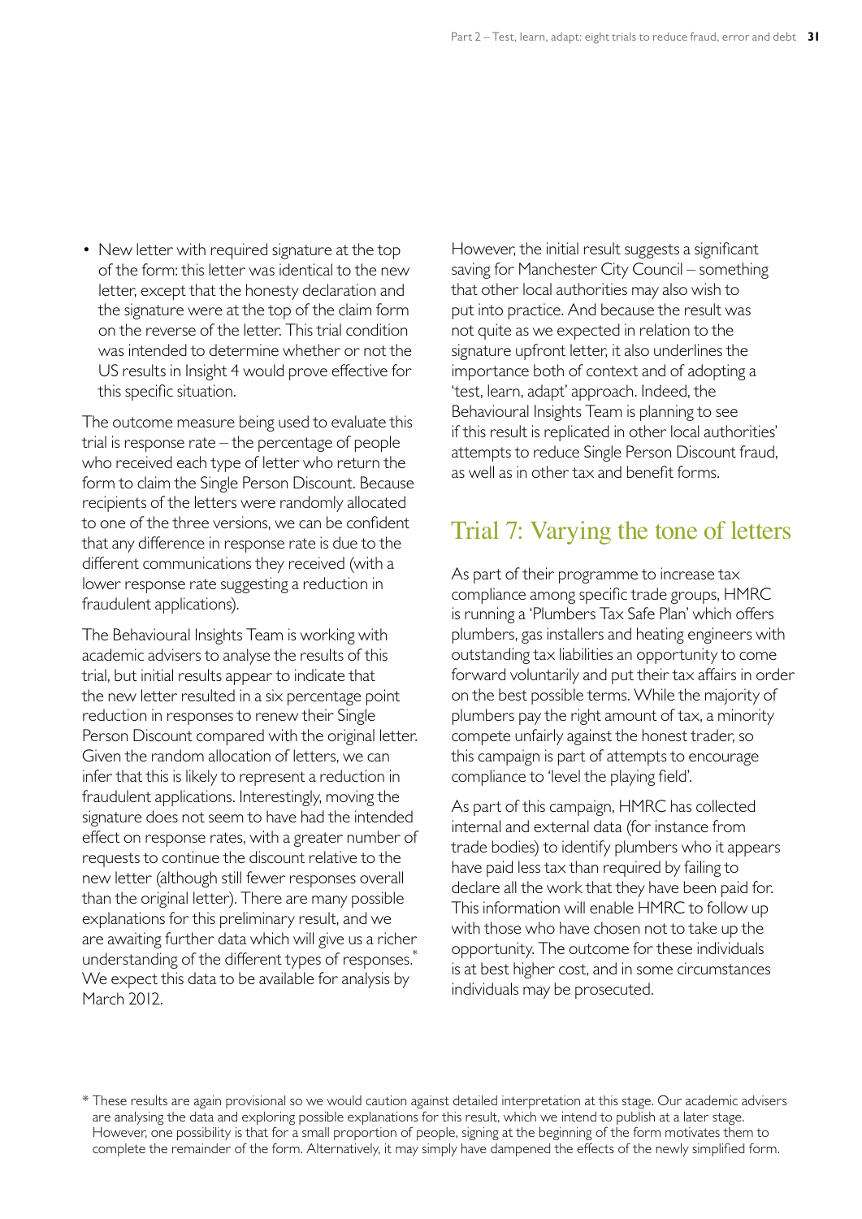- New letter with required signature at the top of the form: this letter was identical to the new letter, except that the honesty declaration and the signature were at the top of the claim form on the reverse of the letter. This trial condition was intended to determine whether or not the US results in Insight 4 would prove effective for this specific situation.

The outcome measure being used to evaluate this trial is response rate – the percentage of people who received each type of letter who return the form to claim the Single Person Discount. Because recipients of the letters were randomly allocated to one of the three versions, we can be confident that any difference in response rate is due to the different communications they received (with a lower response rate suggesting a reduction in fraudulent applications).

The Behavioural Insights Team is working with academic advisers to analyse the results of this trial, but initial results appear to indicate that the new letter resulted in a six percentage point reduction in responses to renew their Single Person Discount compared with the original letter. Given the random allocation of letters, we can infer that this is likely to represent a reduction in fraudulent applications. Interestingly, moving the signature does not seem to have had the intended effect on response rates, with a greater number of requests to continue the discount relative to the new letter (although still fewer responses overall than the original letter). There are many possible explanations for this preliminary result, and we are awaiting further data which will give us a richer understanding of the different types of responses.* We expect this data to be available for analysis by March 2012.

However, the initial result suggests a significant saving for Manchester City Council – something that other local authorities may also wish to put into practice. And because the result was not quite as we expected in relation to the signature upfront letter, it also underlines the importance both of context and of adopting a 'test, learn, adapt' approach. Indeed, the Behavioural Insights Team is planning to see if this result is replicated in other local authorities' attempts to reduce Single Person Discount fraud, as well as in other tax and benefit forms.

## Trial 7: Varying the tone of letters

As part of their programme to increase tax compliance among specific trade groups, HMRC is running a 'Plumbers Tax Safe Plan' which offers plumbers, gas installers and heating engineers with outstanding tax liabilities an opportunity to come forward voluntarily and put their tax affairs in order on the best possible terms. While the majority of plumbers pay the right amount of tax, a minority compete unfairly against the honest trader, so this campaign is part of attempts to encourage compliance to 'level the playing field'.

As part of this campaign, HMRC has collected internal and external data (for instance from trade bodies) to identify plumbers who it appears have paid less tax than required by failing to declare all the work that they have been paid for. This information will enable HMRC to follow up with those who have chosen not to take up the opportunity. The outcome for these individuals is at best higher cost, and in some circumstances individuals may be prosecuted.

\* These results are again provisional so we would caution against detailed interpretation at this stage. Our academic advisers are analysing the data and exploring possible explanations for this result, which we intend to publish at a later stage. However, one possibility is that for a small proportion of people, signing at the beginning of the form motivates them to complete the remainder of the form. Alternatively, it may simply have dampened the effects of the newly simplified form.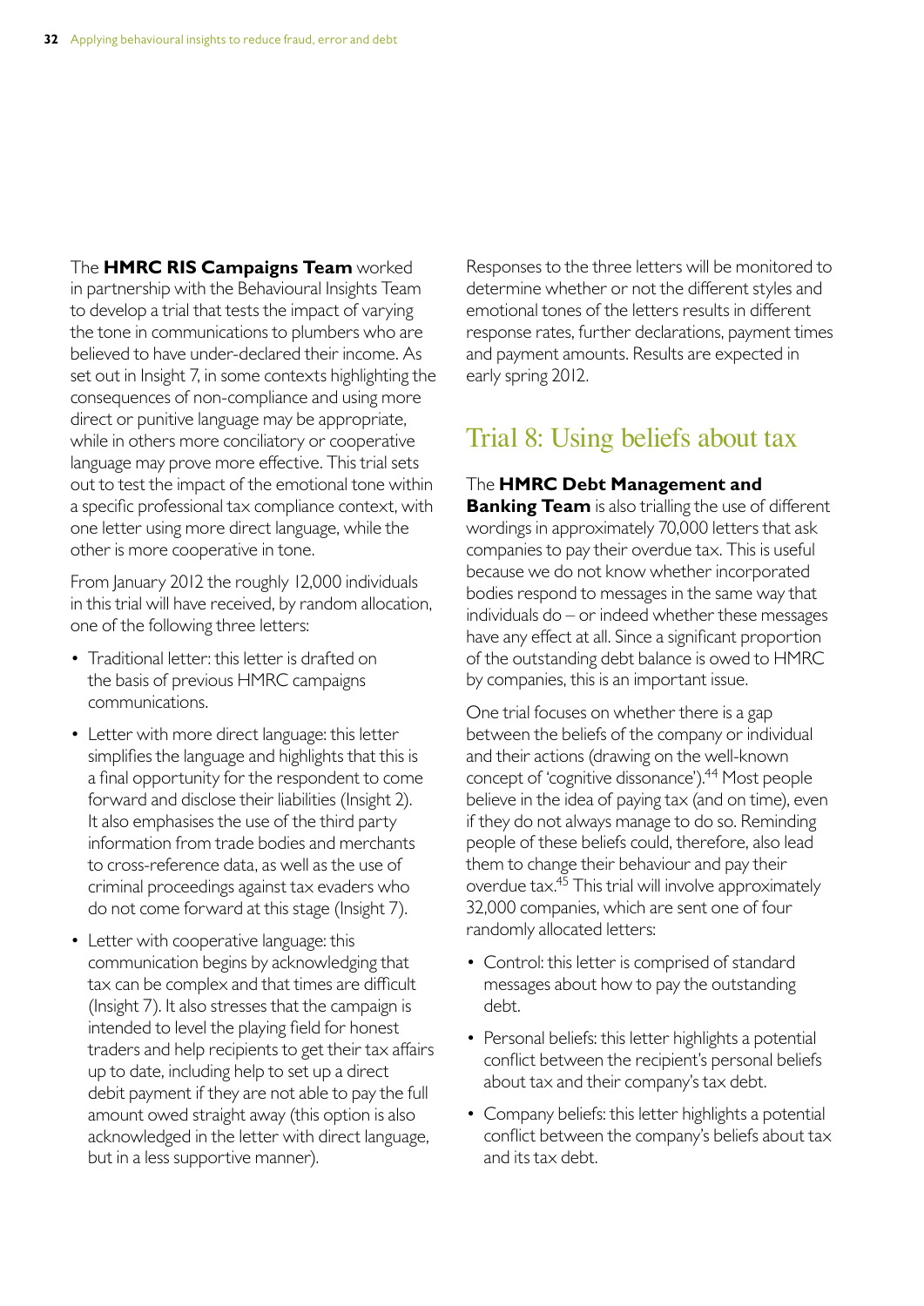The **HMRC RIS Campaigns Team** worked in partnership with the Behavioural Insights Team to develop a trial that tests the impact of varying the tone in communications to plumbers who are believed to have under-declared their income. As set out in Insight 7, in some contexts highlighting the consequences of non-compliance and using more direct or punitive language may be appropriate, while in others more conciliatory or cooperative language may prove more effective. This trial sets out to test the impact of the emotional tone within a specific professional tax compliance context, with one letter using more direct language, while the other is more cooperative in tone.

From January 2012 the roughly 12,000 individuals in this trial will have received, by random allocation, one of the following three letters:

- Traditional letter: this letter is drafted on the basis of previous HMRC campaigns communications.
- Letter with more direct language: this letter simplifies the language and highlights that this is a final opportunity for the respondent to come forward and disclose their liabilities (Insight 2). It also emphasises the use of the third party information from trade bodies and merchants to cross-reference data, as well as the use of criminal proceedings against tax evaders who do not come forward at this stage (Insight 7).
- Letter with cooperative language: this communication begins by acknowledging that tax can be complex and that times are difficult (Insight 7). It also stresses that the campaign is intended to level the playing field for honest traders and help recipients to get their tax affairs up to date, including help to set up a direct debit payment if they are not able to pay the full amount owed straight away (this option is also acknowledged in the letter with direct language, but in a less supportive manner).

Responses to the three letters will be monitored to determine whether or not the different styles and emotional tones of the letters results in different response rates, further declarations, payment times and payment amounts. Results are expected in early spring 2012.

## Trial 8: Using beliefs about tax

The **HMRC Debt Management and Banking Team** is also trialling the use of different wordings in approximately 70,000 letters that ask companies to pay their overdue tax. This is useful because we do not know whether incorporated bodies respond to messages in the same way that individuals do – or indeed whether these messages have any effect at all. Since a significant proportion of the outstanding debt balance is owed to HMRC by companies, this is an important issue.

One trial focuses on whether there is a gap between the beliefs of the company or individual and their actions (drawing on the well-known concept of 'cognitive dissonance').[44] Most people believe in the idea of paying tax (and on time), even if they do not always manage to do so. Reminding people of these beliefs could, therefore, also lead them to change their behaviour and pay their overdue tax.[45] This trial will involve approximately 32,000 companies, which are sent one of four randomly allocated letters:

- Control: this letter is comprised of standard messages about how to pay the outstanding debt.
- Personal beliefs: this letter highlights a potential conflict between the recipient's personal beliefs about tax and their company's tax debt.
- Company beliefs: this letter highlights a potential conflict between the company's beliefs about tax and its tax debt.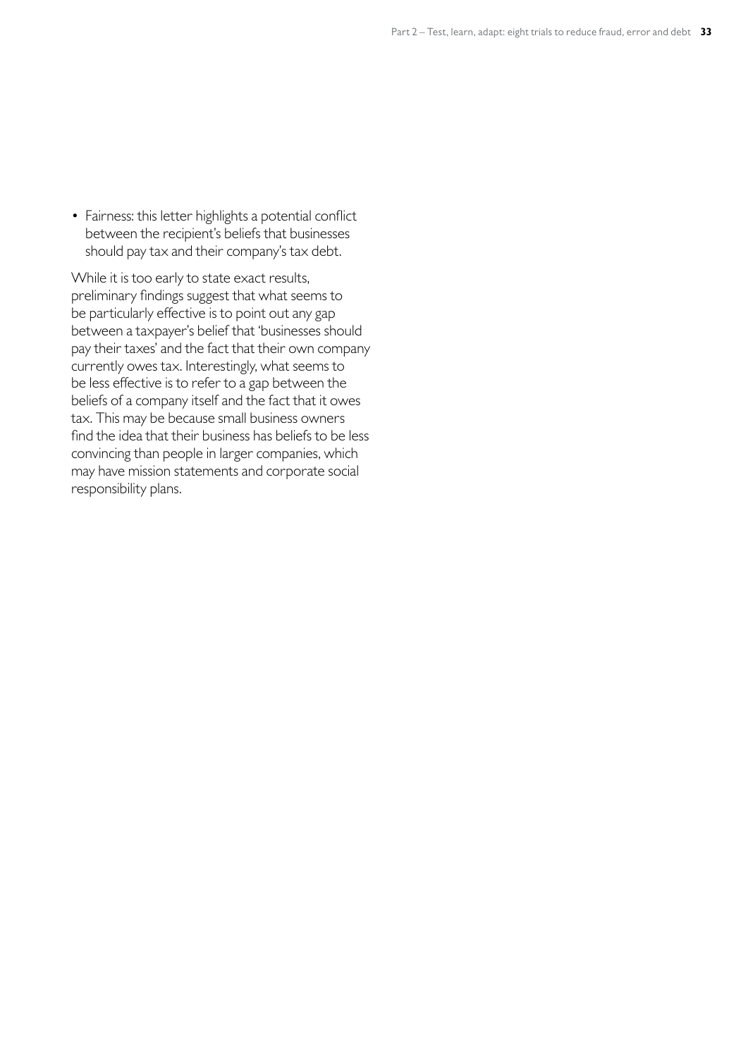- Fairness: this letter highlights a potential conflict between the recipient's beliefs that businesses should pay tax and their company's tax debt.

While it is too early to state exact results, preliminary findings suggest that what seems to be particularly effective is to point out any gap between a taxpayer's belief that 'businesses should pay their taxes' and the fact that their own company currently owes tax. Interestingly, what seems to be less effective is to refer to a gap between the beliefs of a company itself and the fact that it owes tax. This may be because small business owners find the idea that their business has beliefs to be less convincing than people in larger companies, which may have mission statements and corporate social responsibility plans.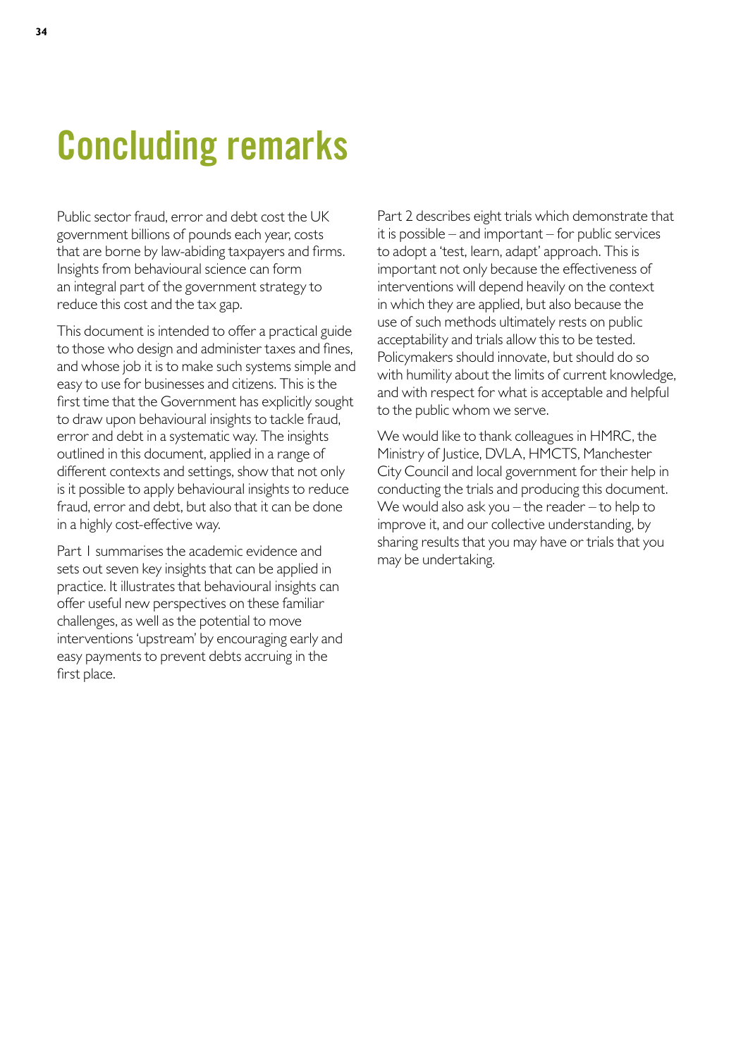# Concluding remarks

Public sector fraud, error and debt cost the UK government billions of pounds each year, costs that are borne by law-abiding taxpayers and firms. Insights from behavioural science can form an integral part of the government strategy to reduce this cost and the tax gap.

This document is intended to offer a practical guide to those who design and administer taxes and fines, and whose job it is to make such systems simple and easy to use for businesses and citizens. This is the first time that the Government has explicitly sought to draw upon behavioural insights to tackle fraud, error and debt in a systematic way. The insights outlined in this document, applied in a range of different contexts and settings, show that not only is it possible to apply behavioural insights to reduce fraud, error and debt, but also that it can be done in a highly cost-effective way.

Part 1 summarises the academic evidence and sets out seven key insights that can be applied in practice. It illustrates that behavioural insights can offer useful new perspectives on these familiar challenges, as well as the potential to move interventions 'upstream' by encouraging early and easy payments to prevent debts accruing in the first place.

Part 2 describes eight trials which demonstrate that it is possible – and important – for public services to adopt a 'test, learn, adapt' approach. This is important not only because the effectiveness of interventions will depend heavily on the context in which they are applied, but also because the use of such methods ultimately rests on public acceptability and trials allow this to be tested. Policymakers should innovate, but should do so with humility about the limits of current knowledge, and with respect for what is acceptable and helpful to the public whom we serve.

We would like to thank colleagues in HMRC, the Ministry of Justice, DVLA, HMCTS, Manchester City Council and local government for their help in conducting the trials and producing this document. We would also ask you – the reader – to help to improve it, and our collective understanding, by sharing results that you may have or trials that you may be undertaking.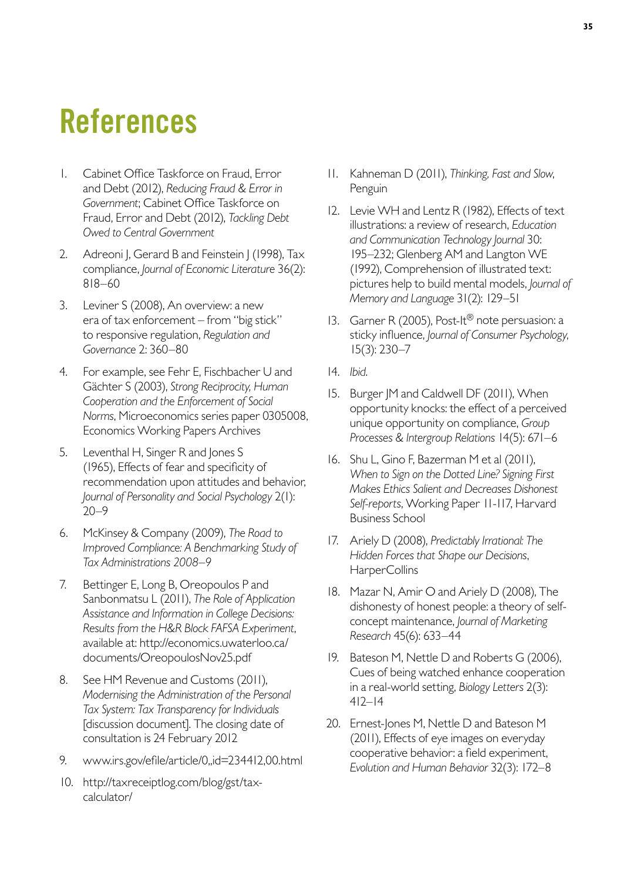# References

1. Cabinet Office Taskforce on Fraud, Error and Debt (2012), *Reducing Fraud & Error in Government*; Cabinet Office Taskforce on Fraud, Error and Debt (2012), *Tackling Debt Owed to Central Government*
2. Adreoni J, Gerard B and Feinstein J (1998), Tax compliance, *Journal of Economic Literature* 36(2): 818–60
3. Leviner S (2008), An overview: a new era of tax enforcement – from "big stick" to responsive regulation, *Regulation and Governance* 2: 360–80
4. For example, see Fehr E, Fischbacher U and Gächter S (2003), *Strong Reciprocity, Human Cooperation and the Enforcement of Social Norms*, Microeconomics series paper 0305008, Economics Working Papers Archives
5. Leventhal H, Singer R and Jones S (1965), Effects of fear and specificity of recommendation upon attitudes and behavior, *Journal of Personality and Social Psychology* 2(1): 20–9
6. McKinsey & Company (2009), *The Road to Improved Compliance: A Benchmarking Study of Tax Administrations 2008–9*
7. Bettinger E, Long B, Oreopoulos P and Sanbonmatsu L (2011), *The Role of Application Assistance and Information in College Decisions: Results from the H&R Block FAFSA Experiment*, available at: http://economics.uwaterloo.ca/documents/OreopoulosNov25.pdf
8. See HM Revenue and Customs (2011), *Modernising the Administration of the Personal Tax System: Tax Transparency for Individuals* [discussion document]. The closing date of consultation is 24 February 2012
9. www.irs.gov/efile/article/0,,id=234412,00.html
10. http://taxreceiptlog.com/blog/gst/tax-calculator/
11. Kahneman D (2011), *Thinking, Fast and Slow*, Penguin
12. Levie WH and Lentz R (1982), Effects of text illustrations: a review of research, *Education and Communication Technology Journal* 30: 195–232; Glenberg AM and Langton WE (1992), Comprehension of illustrated text: pictures help to build mental models, *Journal of Memory and Language* 31(2): 129–51
13. Garner R (2005), Post-It® note persuasion: a sticky influence, *Journal of Consumer Psychology*, 15(3): 230–7
14. *Ibid*.
15. Burger JM and Caldwell DF (2011), When opportunity knocks: the effect of a perceived unique opportunity on compliance, *Group Processes & Intergroup Relations* 14(5): 671–6
16. Shu L, Gino F, Bazerman M et al (2011), *When to Sign on the Dotted Line? Signing First Makes Ethics Salient and Decreases Dishonest Self-reports*, Working Paper 11-117, Harvard Business School
17. Ariely D (2008), *Predictably Irrational: The Hidden Forces that Shape our Decisions*, HarperCollins
18. Mazar N, Amir O and Ariely D (2008), The dishonesty of honest people: a theory of self-concept maintenance, *Journal of Marketing Research* 45(6): 633–44
19. Bateson M, Nettle D and Roberts G (2006), Cues of being watched enhance cooperation in a real-world setting, *Biology Letters* 2(3): 412–14
20. Ernest-Jones M, Nettle D and Bateson M (2011), Effects of eye images on everyday cooperative behavior: a field experiment, *Evolution and Human Behavior* 32(3): 172–8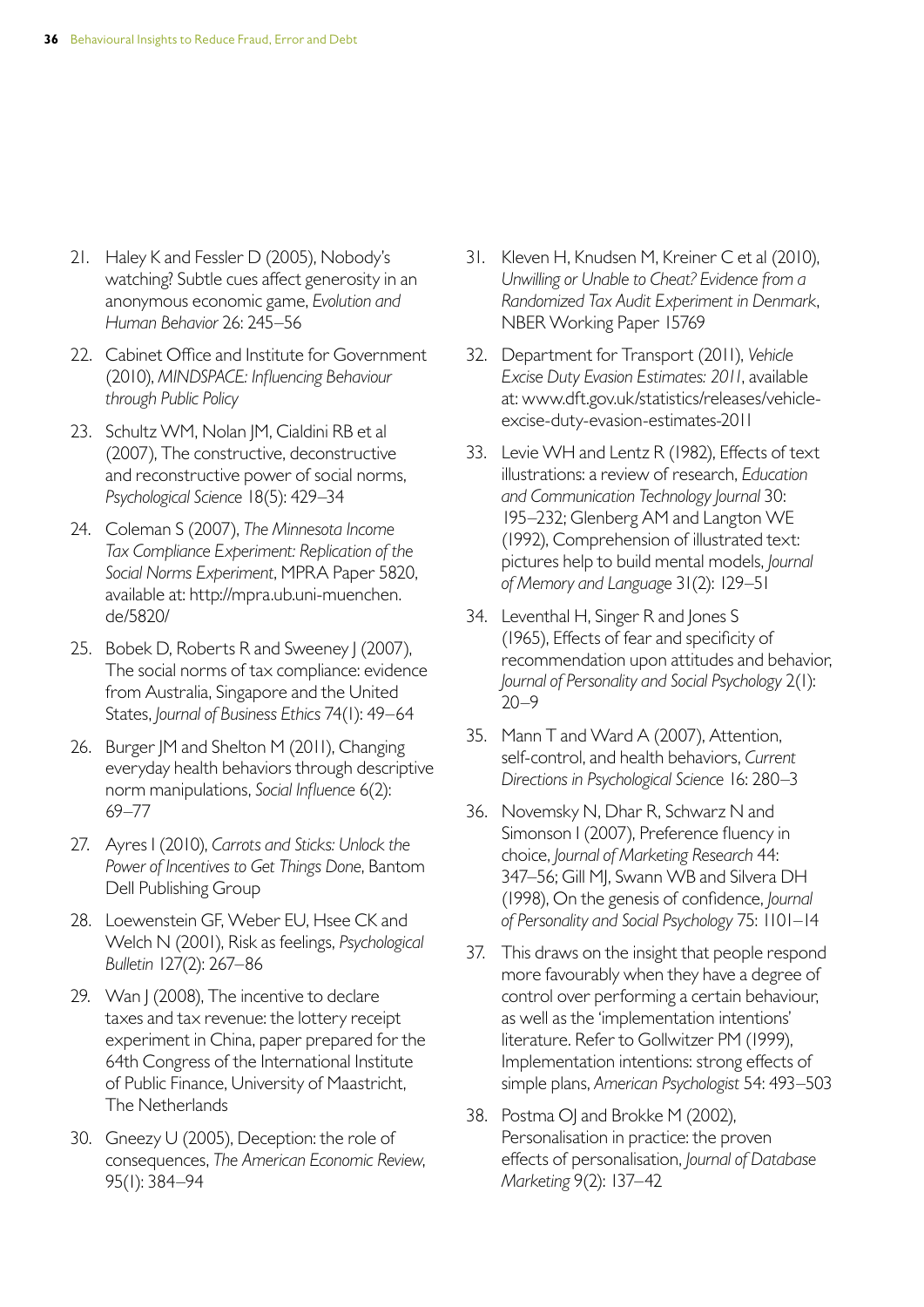21. Haley K and Fessler D (2005), Nobody's watching? Subtle cues affect generosity in an anonymous economic game, *Evolution and Human Behavior* 26: 245–56
22. Cabinet Office and Institute for Government (2010), *MINDSPACE: Influencing Behaviour through Public Policy*
23. Schultz WM, Nolan JM, Cialdini RB et al (2007), The constructive, deconstructive and reconstructive power of social norms, *Psychological Science* 18(5): 429–34
24. Coleman S (2007), *The Minnesota Income Tax Compliance Experiment: Replication of the Social Norms Experiment*, MPRA Paper 5820, available at: http://mpra.ub.uni-muenchen.de/5820/
25. Bobek D, Roberts R and Sweeney J (2007), The social norms of tax compliance: evidence from Australia, Singapore and the United States, *Journal of Business Ethics* 74(1): 49–64
26. Burger JM and Shelton M (2011), Changing everyday health behaviors through descriptive norm manipulations, *Social Influence* 6(2): 69–77
27. Ayres I (2010), *Carrots and Sticks: Unlock the Power of Incentives to Get Things Done*, Bantom Dell Publishing Group
28. Loewenstein GF, Weber EU, Hsee CK and Welch N (2001), Risk as feelings, *Psychological Bulletin* 127(2): 267–86
29. Wan J (2008), The incentive to declare taxes and tax revenue: the lottery receipt experiment in China, paper prepared for the 64th Congress of the International Institute of Public Finance, University of Maastricht, The Netherlands
30. Gneezy U (2005), Deception: the role of consequences, *The American Economic Review*, 95(1): 384–94
31. Kleven H, Knudsen M, Kreiner C et al (2010), *Unwilling or Unable to Cheat? Evidence from a Randomized Tax Audit Experiment in Denmark*, NBER Working Paper 15769
32. Department for Transport (2011), *Vehicle Excise Duty Evasion Estimates: 2011*, available at: www.dft.gov.uk/statistics/releases/vehicle-excise-duty-evasion-estimates-2011
33. Levie WH and Lentz R (1982), Effects of text illustrations: a review of research, *Education and Communication Technology Journal* 30: 195–232; Glenberg AM and Langton WE (1992), Comprehension of illustrated text: pictures help to build mental models, *Journal of Memory and Language* 31(2): 129–51
34. Leventhal H, Singer R and Jones S (1965), Effects of fear and specificity of recommendation upon attitudes and behavior, *Journal of Personality and Social Psychology* 2(1): 20–9
35. Mann T and Ward A (2007), Attention, self-control, and health behaviors, *Current Directions in Psychological Science* 16: 280–3
36. Novemsky N, Dhar R, Schwarz N and Simonson I (2007), Preference fluency in choice, *Journal of Marketing Research* 44: 347–56; Gill MJ, Swann WB and Silvera DH (1998), On the genesis of confidence, *Journal of Personality and Social Psychology* 75: 1101–14
37. This draws on the insight that people respond more favourably when they have a degree of control over performing a certain behaviour, as well as the 'implementation intentions' literature. Refer to Gollwitzer PM (1999), Implementation intentions: strong effects of simple plans, *American Psychologist* 54: 493–503
38. Postma OJ and Brokke M (2002), Personalisation in practice: the proven effects of personalisation, *Journal of Database Marketing* 9(2): 137–42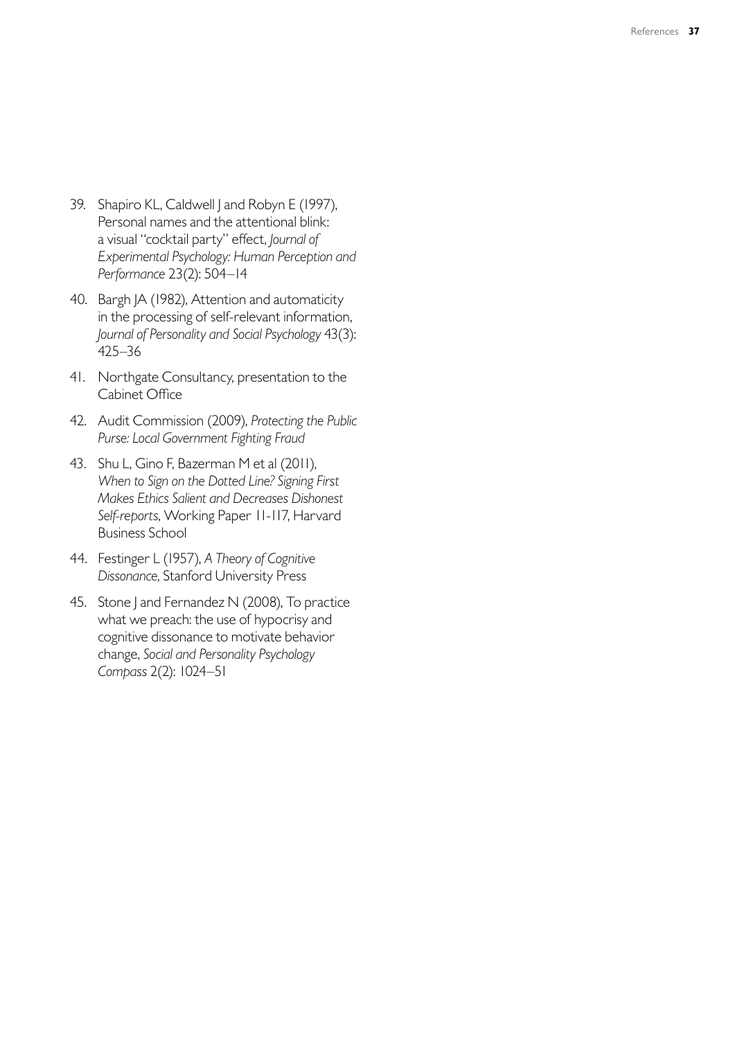39. Shapiro KL, Caldwell J and Robyn E (1997), Personal names and the attentional blink: a visual "cocktail party" effect, *Journal of Experimental Psychology: Human Perception and Performance* 23(2): 504–14

40. Bargh JA (1982), Attention and automaticity in the processing of self-relevant information, *Journal of Personality and Social Psychology* 43(3): 425–36

41. Northgate Consultancy, presentation to the Cabinet Office

42. Audit Commission (2009), *Protecting the Public Purse: Local Government Fighting Fraud*

43. Shu L, Gino F, Bazerman M et al (2011), *When to Sign on the Dotted Line? Signing First Makes Ethics Salient and Decreases Dishonest Self-reports*, Working Paper 11-117, Harvard Business School

44. Festinger L (1957), *A Theory of Cognitive Dissonance*, Stanford University Press

45. Stone J and Fernandez N (2008), To practice what we preach: the use of hypocrisy and cognitive dissonance to motivate behavior change, *Social and Personality Psychology Compass* 2(2): 1024–51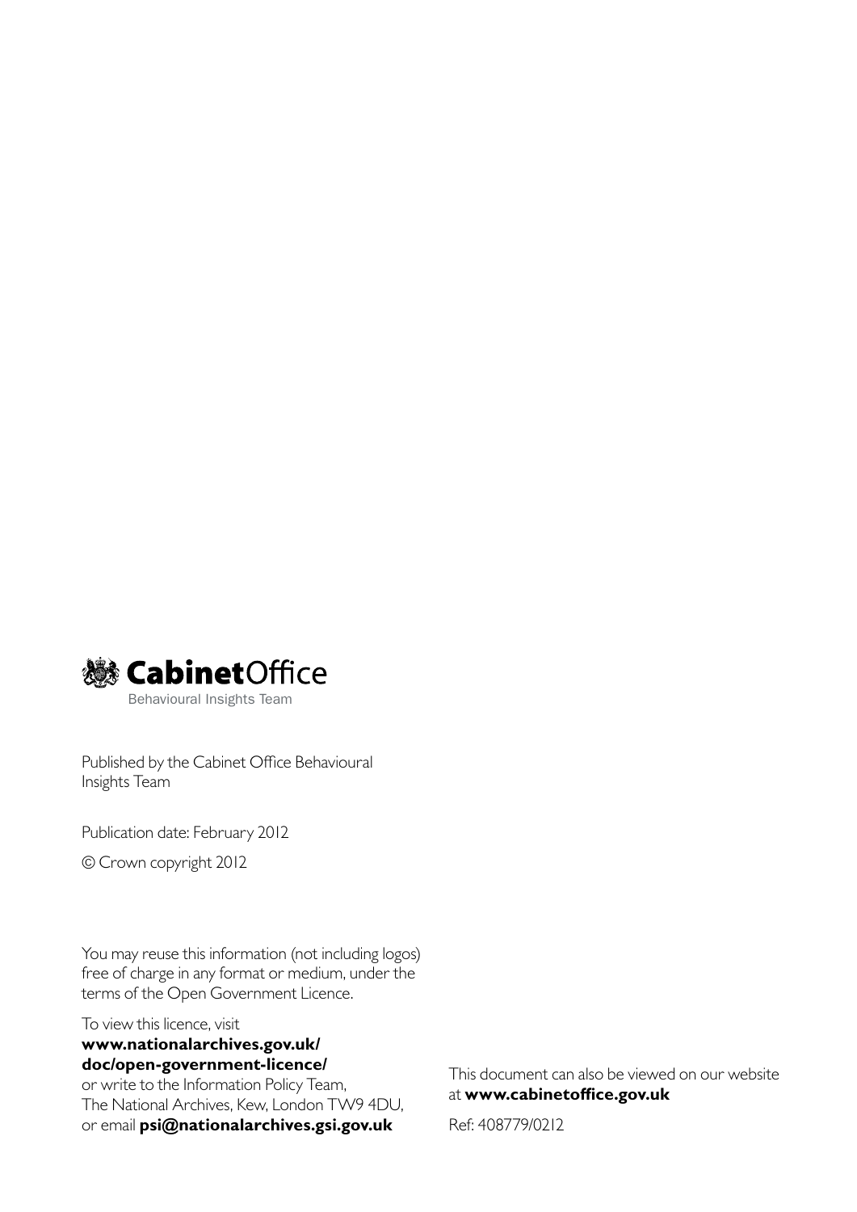**Cabinet**Office

Behavioural Insights Team

Published by the Cabinet Office Behavioural Insights Team

Publication date: February 2012

© Crown copyright 2012

You may reuse this information (not including logos) free of charge in any format or medium, under the terms of the Open Government Licence.

To view this licence, visit **www.nationalarchives.gov.uk/doc/open-government-licence/** or write to the Information Policy Team, The National Archives, Kew, London TW9 4DU, or email **psi@nationalarchives.gsi.gov.uk**

This document can also be viewed on our website at **www.cabinetoffice.gov.uk**

Ref: 408779/0212